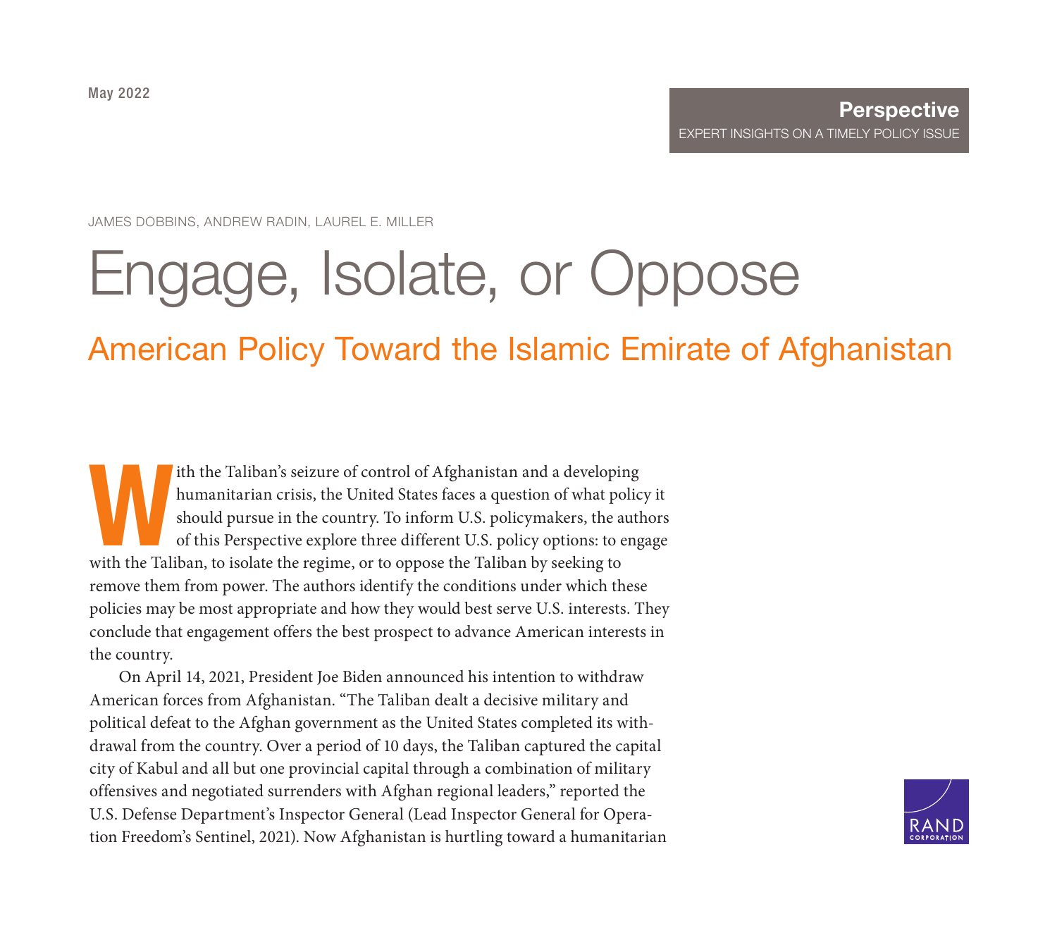May 2022

**Perspective**
EXPERT INSIGHTS ON A TIMELY POLICY ISSUE

JAMES DOBBINS, ANDREW RADIN, LAUREL E. MILLER

# Engage, Isolate, or Oppose

## American Policy Toward the Islamic Emirate of Afghanistan

With the Taliban's seizure of control of Afghanistan and a developing humanitarian crisis, the United States faces a question of what policy it should pursue in the country. To inform U.S. policymakers, the authors of this Perspective explore three different U.S. policy options: to engage with the Taliban, to isolate the regime, or to oppose the Taliban by seeking to remove them from power. The authors identify the conditions under which these policies may be most appropriate and how they would best serve U.S. interests. They conclude that engagement offers the best prospect to advance American interests in the country.

On April 14, 2021, President Joe Biden announced his intention to withdraw American forces from Afghanistan. "The Taliban dealt a decisive military and political defeat to the Afghan government as the United States completed its withdrawal from the country. Over a period of 10 days, the Taliban captured the capital city of Kabul and all but one provincial capital through a combination of military offensives and negotiated surrenders with Afghan regional leaders," reported the U.S. Defense Department's Inspector General (Lead Inspector General for Operation Freedom's Sentinel, 2021). Now Afghanistan is hurtling toward a humanitarian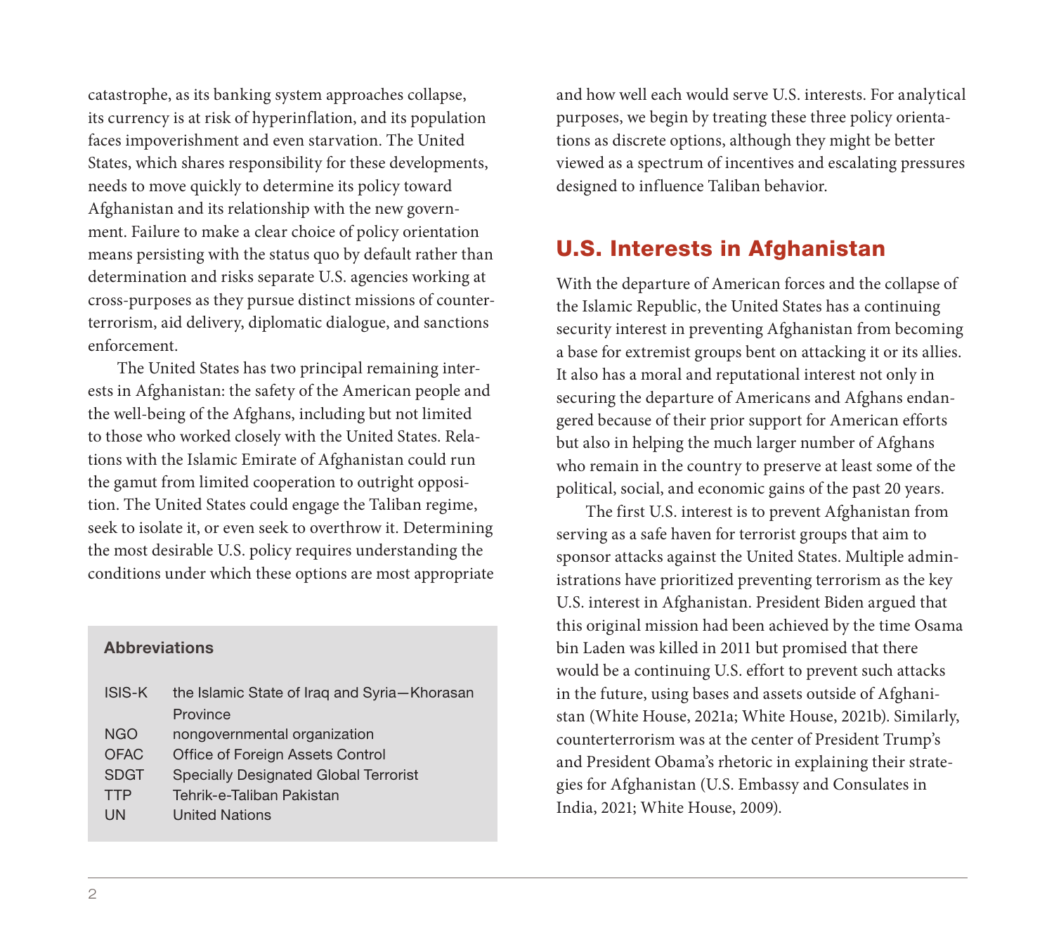catastrophe, as its banking system approaches collapse, its currency is at risk of hyperinflation, and its population faces impoverishment and even starvation. The United States, which shares responsibility for these developments, needs to move quickly to determine its policy toward Afghanistan and its relationship with the new government. Failure to make a clear choice of policy orientation means persisting with the status quo by default rather than determination and risks separate U.S. agencies working at cross-purposes as they pursue distinct missions of counterterrorism, aid delivery, diplomatic dialogue, and sanctions enforcement.

The United States has two principal remaining interests in Afghanistan: the safety of the American people and the well-being of the Afghans, including but not limited to those who worked closely with the United States. Relations with the Islamic Emirate of Afghanistan could run the gamut from limited cooperation to outright opposition. The United States could engage the Taliban regime, seek to isolate it, or even seek to overthrow it. Determining the most desirable U.S. policy requires understanding the conditions under which these options are most appropriate and how well each would serve U.S. interests. For analytical purposes, we begin by treating these three policy orientations as discrete options, although they might be better viewed as a spectrum of incentives and escalating pressures designed to influence Taliban behavior.

**Abbreviations**

| | |
|---|---|
| ISIS-K | the Islamic State of Iraq and Syria—Khorasan Province |
| NGO | nongovernmental organization |
| OFAC | Office of Foreign Assets Control |
| SDGT | Specially Designated Global Terrorist |
| TTP | Tehrik-e-Taliban Pakistan |
| UN | United Nations |

## U.S. Interests in Afghanistan

With the departure of American forces and the collapse of the Islamic Republic, the United States has a continuing security interest in preventing Afghanistan from becoming a base for extremist groups bent on attacking it or its allies. It also has a moral and reputational interest not only in securing the departure of Americans and Afghans endangered because of their prior support for American efforts but also in helping the much larger number of Afghans who remain in the country to preserve at least some of the political, social, and economic gains of the past 20 years.

The first U.S. interest is to prevent Afghanistan from serving as a safe haven for terrorist groups that aim to sponsor attacks against the United States. Multiple administrations have prioritized preventing terrorism as the key U.S. interest in Afghanistan. President Biden argued that this original mission had been achieved by the time Osama bin Laden was killed in 2011 but promised that there would be a continuing U.S. effort to prevent such attacks in the future, using bases and assets outside of Afghanistan (White House, 2021a; White House, 2021b). Similarly, counterterrorism was at the center of President Trump's and President Obama's rhetoric in explaining their strategies for Afghanistan (U.S. Embassy and Consulates in India, 2021; White House, 2009).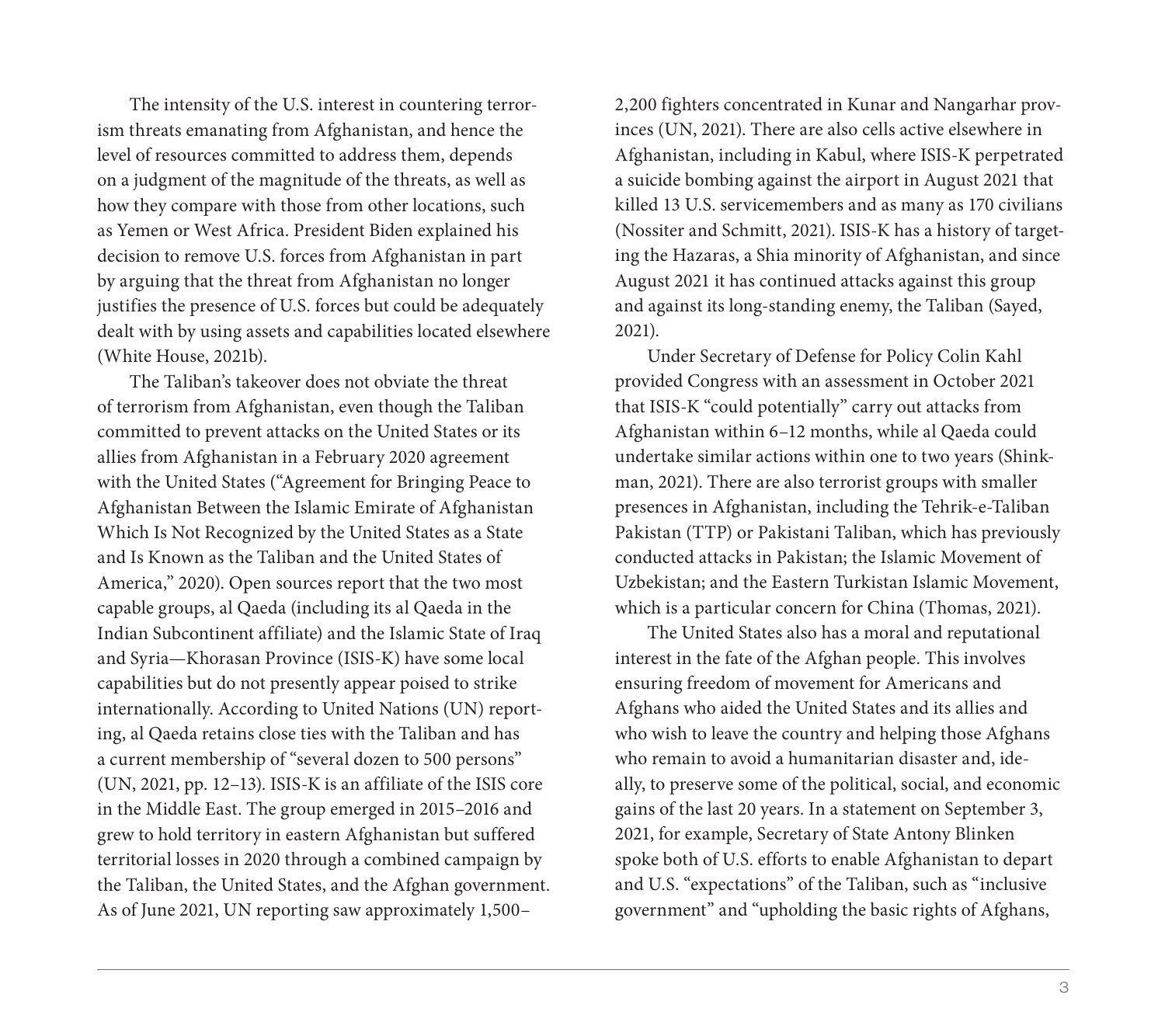The intensity of the U.S. interest in countering terrorism threats emanating from Afghanistan, and hence the level of resources committed to address them, depends on a judgment of the magnitude of the threats, as well as how they compare with those from other locations, such as Yemen or West Africa. President Biden explained his decision to remove U.S. forces from Afghanistan in part by arguing that the threat from Afghanistan no longer justifies the presence of U.S. forces but could be adequately dealt with by using assets and capabilities located elsewhere (White House, 2021b).

The Taliban's takeover does not obviate the threat of terrorism from Afghanistan, even though the Taliban committed to prevent attacks on the United States or its allies from Afghanistan in a February 2020 agreement with the United States ("Agreement for Bringing Peace to Afghanistan Between the Islamic Emirate of Afghanistan Which Is Not Recognized by the United States as a State and Is Known as the Taliban and the United States of America," 2020). Open sources report that the two most capable groups, al Qaeda (including its al Qaeda in the Indian Subcontinent affiliate) and the Islamic State of Iraq and Syria—Khorasan Province (ISIS-K) have some local capabilities but do not presently appear poised to strike internationally. According to United Nations (UN) reporting, al Qaeda retains close ties with the Taliban and has a current membership of "several dozen to 500 persons" (UN, 2021, pp. 12–13). ISIS-K is an affiliate of the ISIS core in the Middle East. The group emerged in 2015–2016 and grew to hold territory in eastern Afghanistan but suffered territorial losses in 2020 through a combined campaign by the Taliban, the United States, and the Afghan government. As of June 2021, UN reporting saw approximately 1,500–2,200 fighters concentrated in Kunar and Nangarhar provinces (UN, 2021). There are also cells active elsewhere in Afghanistan, including in Kabul, where ISIS-K perpetrated a suicide bombing against the airport in August 2021 that killed 13 U.S. servicemembers and as many as 170 civilians (Nossiter and Schmitt, 2021). ISIS-K has a history of targeting the Hazaras, a Shia minority of Afghanistan, and since August 2021 it has continued attacks against this group and against its long-standing enemy, the Taliban (Sayed, 2021).

Under Secretary of Defense for Policy Colin Kahl provided Congress with an assessment in October 2021 that ISIS-K "could potentially" carry out attacks from Afghanistan within 6–12 months, while al Qaeda could undertake similar actions within one to two years (Shinkman, 2021). There are also terrorist groups with smaller presences in Afghanistan, including the Tehrik-e-Taliban Pakistan (TTP) or Pakistani Taliban, which has previously conducted attacks in Pakistan; the Islamic Movement of Uzbekistan; and the Eastern Turkistan Islamic Movement, which is a particular concern for China (Thomas, 2021).

The United States also has a moral and reputational interest in the fate of the Afghan people. This involves ensuring freedom of movement for Americans and Afghans who aided the United States and its allies and who wish to leave the country and helping those Afghans who remain to avoid a humanitarian disaster and, ideally, to preserve some of the political, social, and economic gains of the last 20 years. In a statement on September 3, 2021, for example, Secretary of State Antony Blinken spoke both of U.S. efforts to enable Afghanistan to depart and U.S. "expectations" of the Taliban, such as "inclusive government" and "upholding the basic rights of Afghans,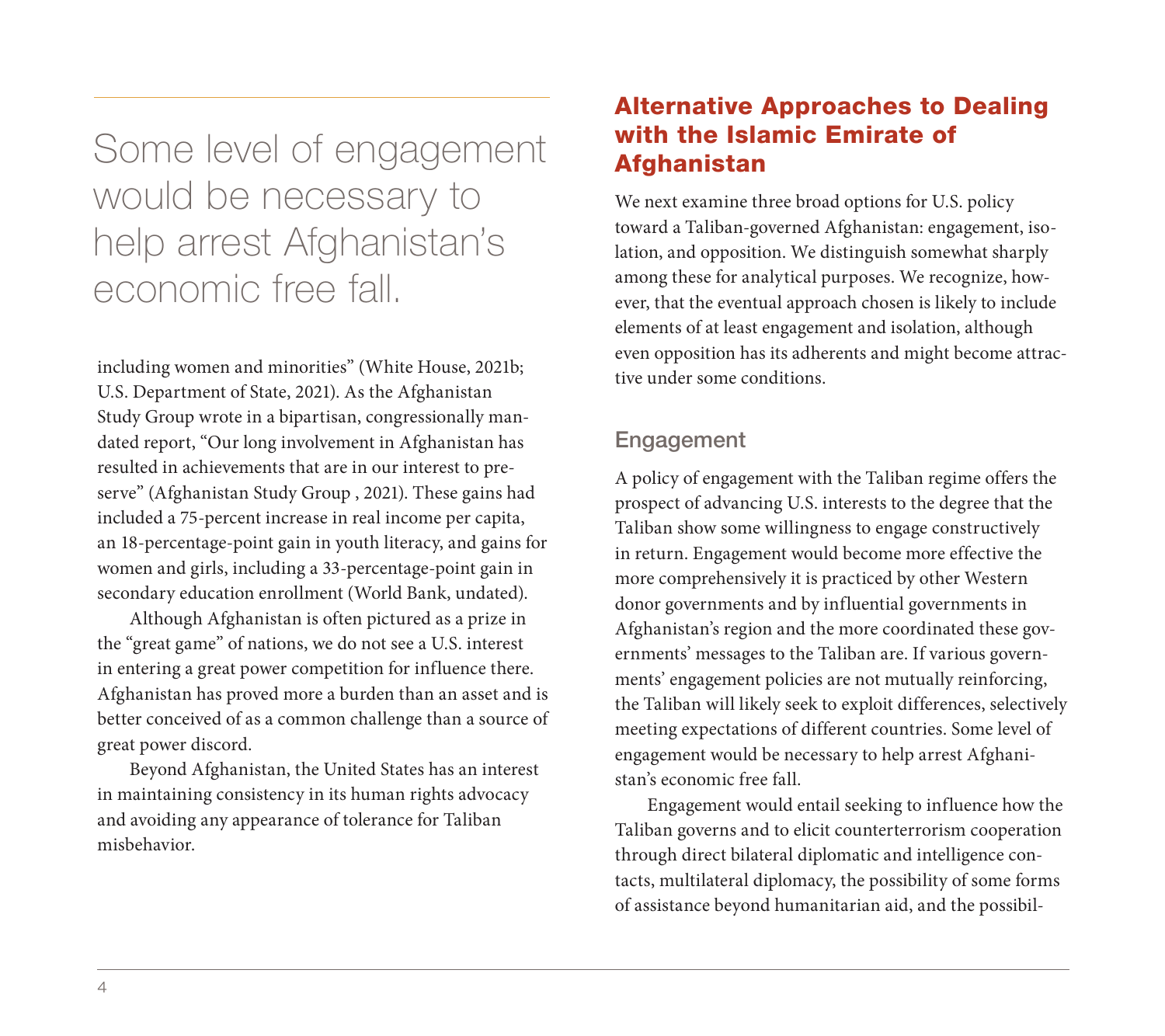> Some level of engagement would be necessary to help arrest Afghanistan's economic free fall.

including women and minorities" (White House, 2021b; U.S. Department of State, 2021). As the Afghanistan Study Group wrote in a bipartisan, congressionally mandated report, "Our long involvement in Afghanistan has resulted in achievements that are in our interest to preserve" (Afghanistan Study Group , 2021). These gains had included a 75-percent increase in real income per capita, an 18-percentage-point gain in youth literacy, and gains for women and girls, including a 33-percentage-point gain in secondary education enrollment (World Bank, undated).

Although Afghanistan is often pictured as a prize in the "great game" of nations, we do not see a U.S. interest in entering a great power competition for influence there. Afghanistan has proved more a burden than an asset and is better conceived of as a common challenge than a source of great power discord.

Beyond Afghanistan, the United States has an interest in maintaining consistency in its human rights advocacy and avoiding any appearance of tolerance for Taliban misbehavior.

## Alternative Approaches to Dealing with the Islamic Emirate of Afghanistan

We next examine three broad options for U.S. policy toward a Taliban-governed Afghanistan: engagement, isolation, and opposition. We distinguish somewhat sharply among these for analytical purposes. We recognize, however, that the eventual approach chosen is likely to include elements of at least engagement and isolation, although even opposition has its adherents and might become attractive under some conditions.

### Engagement

A policy of engagement with the Taliban regime offers the prospect of advancing U.S. interests to the degree that the Taliban show some willingness to engage constructively in return. Engagement would become more effective the more comprehensively it is practiced by other Western donor governments and by influential governments in Afghanistan's region and the more coordinated these governments' messages to the Taliban are. If various governments' engagement policies are not mutually reinforcing, the Taliban will likely seek to exploit differences, selectively meeting expectations of different countries. Some level of engagement would be necessary to help arrest Afghanistan's economic free fall.

Engagement would entail seeking to influence how the Taliban governs and to elicit counterterrorism cooperation through direct bilateral diplomatic and intelligence contacts, multilateral diplomacy, the possibility of some forms of assistance beyond humanitarian aid, and the possibil-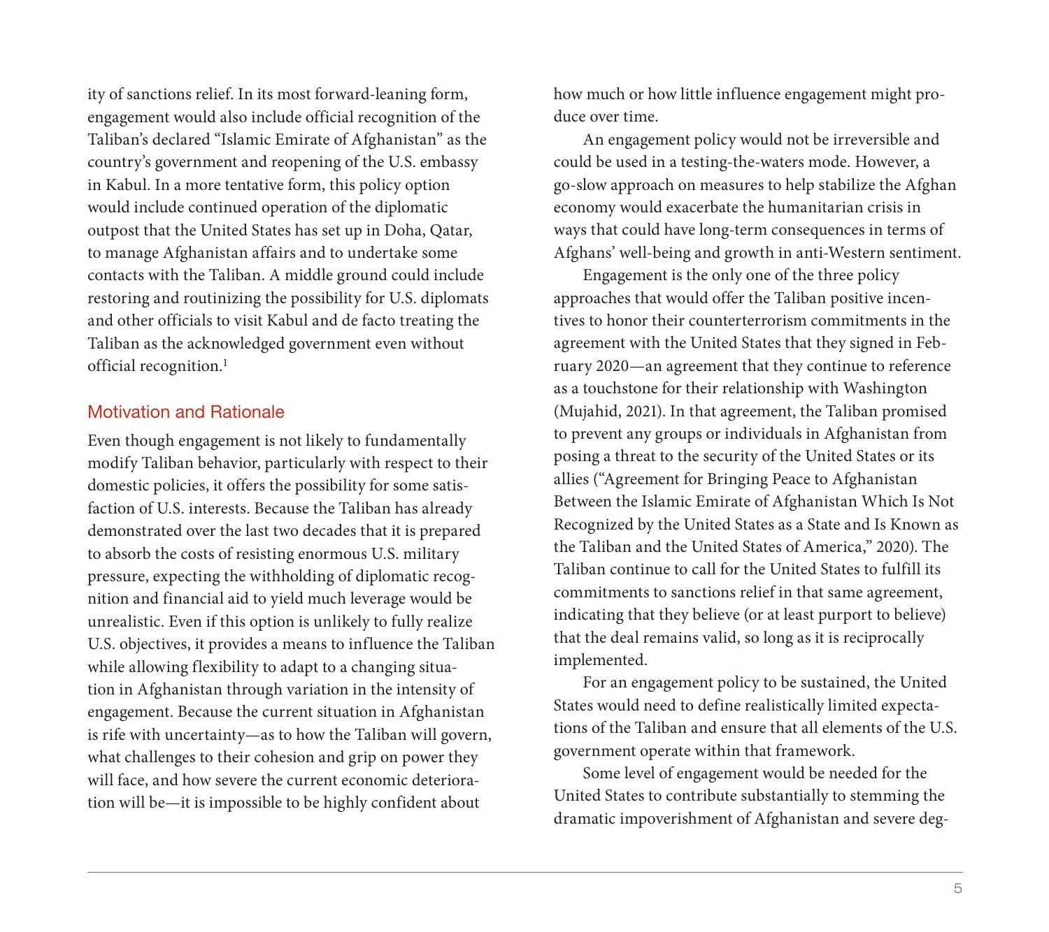ity of sanctions relief. In its most forward-leaning form, engagement would also include official recognition of the Taliban's declared "Islamic Emirate of Afghanistan" as the country's government and reopening of the U.S. embassy in Kabul. In a more tentative form, this policy option would include continued operation of the diplomatic outpost that the United States has set up in Doha, Qatar, to manage Afghanistan affairs and to undertake some contacts with the Taliban. A middle ground could include restoring and routinizing the possibility for U.S. diplomats and other officials to visit Kabul and de facto treating the Taliban as the acknowledged government even without official recognition.[1]

## Motivation and Rationale

Even though engagement is not likely to fundamentally modify Taliban behavior, particularly with respect to their domestic policies, it offers the possibility for some satisfaction of U.S. interests. Because the Taliban has already demonstrated over the last two decades that it is prepared to absorb the costs of resisting enormous U.S. military pressure, expecting the withholding of diplomatic recognition and financial aid to yield much leverage would be unrealistic. Even if this option is unlikely to fully realize U.S. objectives, it provides a means to influence the Taliban while allowing flexibility to adapt to a changing situation in Afghanistan through variation in the intensity of engagement. Because the current situation in Afghanistan is rife with uncertainty—as to how the Taliban will govern, what challenges to their cohesion and grip on power they will face, and how severe the current economic deterioration will be—it is impossible to be highly confident about how much or how little influence engagement might produce over time.

An engagement policy would not be irreversible and could be used in a testing-the-waters mode. However, a go-slow approach on measures to help stabilize the Afghan economy would exacerbate the humanitarian crisis in ways that could have long-term consequences in terms of Afghans' well-being and growth in anti-Western sentiment.

Engagement is the only one of the three policy approaches that would offer the Taliban positive incentives to honor their counterterrorism commitments in the agreement with the United States that they signed in February 2020—an agreement that they continue to reference as a touchstone for their relationship with Washington (Mujahid, 2021). In that agreement, the Taliban promised to prevent any groups or individuals in Afghanistan from posing a threat to the security of the United States or its allies ("Agreement for Bringing Peace to Afghanistan Between the Islamic Emirate of Afghanistan Which Is Not Recognized by the United States as a State and Is Known as the Taliban and the United States of America," 2020). The Taliban continue to call for the United States to fulfill its commitments to sanctions relief in that same agreement, indicating that they believe (or at least purport to believe) that the deal remains valid, so long as it is reciprocally implemented.

For an engagement policy to be sustained, the United States would need to define realistically limited expectations of the Taliban and ensure that all elements of the U.S. government operate within that framework.

Some level of engagement would be needed for the United States to contribute substantially to stemming the dramatic impoverishment of Afghanistan and severe deg-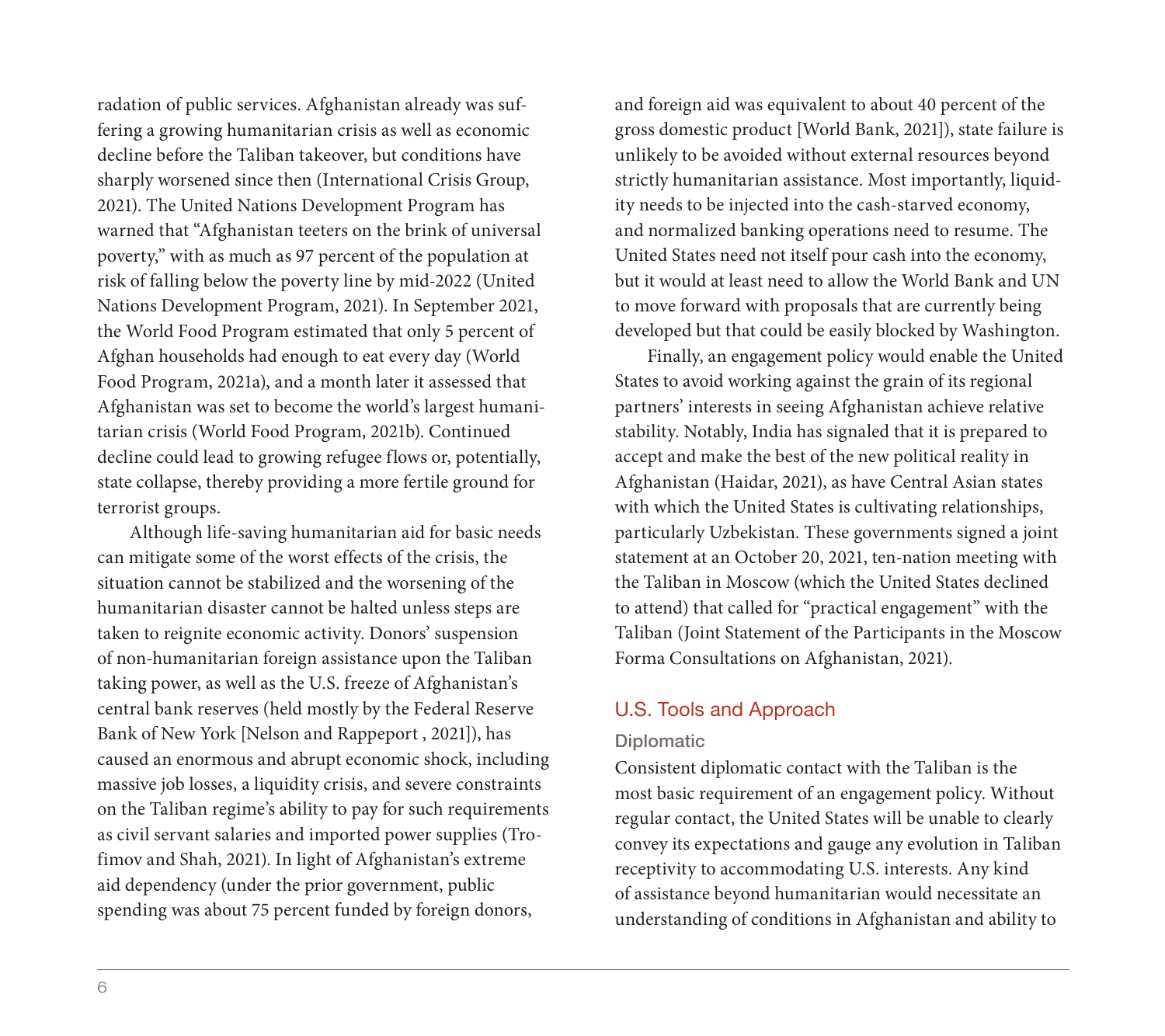radation of public services. Afghanistan already was suffering a growing humanitarian crisis as well as economic decline before the Taliban takeover, but conditions have sharply worsened since then (International Crisis Group, 2021). The United Nations Development Program has warned that "Afghanistan teeters on the brink of universal poverty," with as much as 97 percent of the population at risk of falling below the poverty line by mid-2022 (United Nations Development Program, 2021). In September 2021, the World Food Program estimated that only 5 percent of Afghan households had enough to eat every day (World Food Program, 2021a), and a month later it assessed that Afghanistan was set to become the world's largest humanitarian crisis (World Food Program, 2021b). Continued decline could lead to growing refugee flows or, potentially, state collapse, thereby providing a more fertile ground for terrorist groups.

Although life-saving humanitarian aid for basic needs can mitigate some of the worst effects of the crisis, the situation cannot be stabilized and the worsening of the humanitarian disaster cannot be halted unless steps are taken to reignite economic activity. Donors' suspension of non-humanitarian foreign assistance upon the Taliban taking power, as well as the U.S. freeze of Afghanistan's central bank reserves (held mostly by the Federal Reserve Bank of New York [Nelson and Rappeport , 2021]), has caused an enormous and abrupt economic shock, including massive job losses, a liquidity crisis, and severe constraints on the Taliban regime's ability to pay for such requirements as civil servant salaries and imported power supplies (Trofimov and Shah, 2021). In light of Afghanistan's extreme aid dependency (under the prior government, public spending was about 75 percent funded by foreign donors, and foreign aid was equivalent to about 40 percent of the gross domestic product [World Bank, 2021]), state failure is unlikely to be avoided without external resources beyond strictly humanitarian assistance. Most importantly, liquidity needs to be injected into the cash-starved economy, and normalized banking operations need to resume. The United States need not itself pour cash into the economy, but it would at least need to allow the World Bank and UN to move forward with proposals that are currently being developed but that could be easily blocked by Washington.

Finally, an engagement policy would enable the United States to avoid working against the grain of its regional partners' interests in seeing Afghanistan achieve relative stability. Notably, India has signaled that it is prepared to accept and make the best of the new political reality in Afghanistan (Haidar, 2021), as have Central Asian states with which the United States is cultivating relationships, particularly Uzbekistan. These governments signed a joint statement at an October 20, 2021, ten-nation meeting with the Taliban in Moscow (which the United States declined to attend) that called for "practical engagement" with the Taliban (Joint Statement of the Participants in the Moscow Forma Consultations on Afghanistan, 2021).

## U.S. Tools and Approach

### Diplomatic

Consistent diplomatic contact with the Taliban is the most basic requirement of an engagement policy. Without regular contact, the United States will be unable to clearly convey its expectations and gauge any evolution in Taliban receptivity to accommodating U.S. interests. Any kind of assistance beyond humanitarian would necessitate an understanding of conditions in Afghanistan and ability to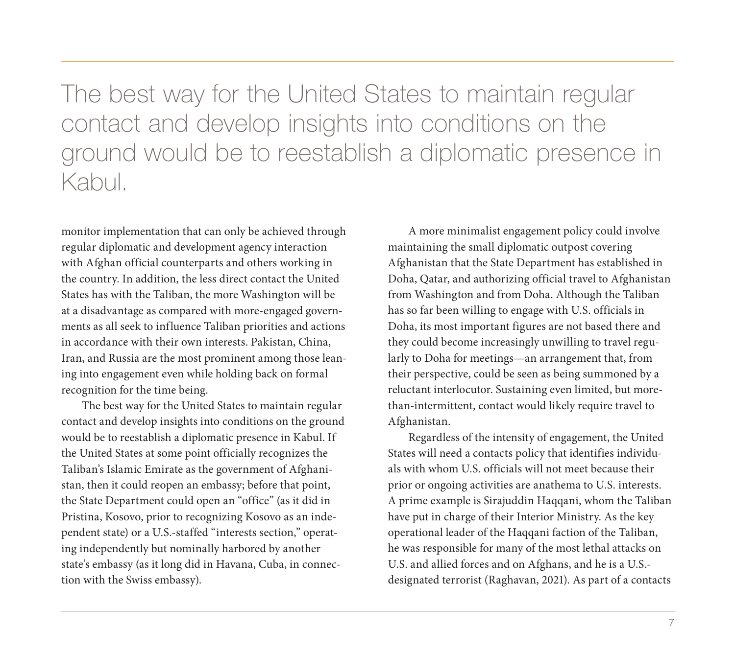> The best way for the United States to maintain regular contact and develop insights into conditions on the ground would be to reestablish a diplomatic presence in Kabul.

monitor implementation that can only be achieved through regular diplomatic and development agency interaction with Afghan official counterparts and others working in the country. In addition, the less direct contact the United States has with the Taliban, the more Washington will be at a disadvantage as compared with more-engaged governments as all seek to influence Taliban priorities and actions in accordance with their own interests. Pakistan, China, Iran, and Russia are the most prominent among those leaning into engagement even while holding back on formal recognition for the time being.

The best way for the United States to maintain regular contact and develop insights into conditions on the ground would be to reestablish a diplomatic presence in Kabul. If the United States at some point officially recognizes the Taliban's Islamic Emirate as the government of Afghanistan, then it could reopen an embassy; before that point, the State Department could open an "office" (as it did in Pristina, Kosovo, prior to recognizing Kosovo as an independent state) or a U.S.-staffed "interests section," operating independently but nominally harbored by another state's embassy (as it long did in Havana, Cuba, in connection with the Swiss embassy).

A more minimalist engagement policy could involve maintaining the small diplomatic outpost covering Afghanistan that the State Department has established in Doha, Qatar, and authorizing official travel to Afghanistan from Washington and from Doha. Although the Taliban has so far been willing to engage with U.S. officials in Doha, its most important figures are not based there and they could become increasingly unwilling to travel regularly to Doha for meetings—an arrangement that, from their perspective, could be seen as being summoned by a reluctant interlocutor. Sustaining even limited, but more-than-intermittent, contact would likely require travel to Afghanistan.

Regardless of the intensity of engagement, the United States will need a contacts policy that identifies individuals with whom U.S. officials will not meet because their prior or ongoing activities are anathema to U.S. interests. A prime example is Sirajuddin Haqqani, whom the Taliban have put in charge of their Interior Ministry. As the key operational leader of the Haqqani faction of the Taliban, he was responsible for many of the most lethal attacks on U.S. and allied forces and on Afghans, and he is a U.S.-designated terrorist (Raghavan, 2021). As part of a contacts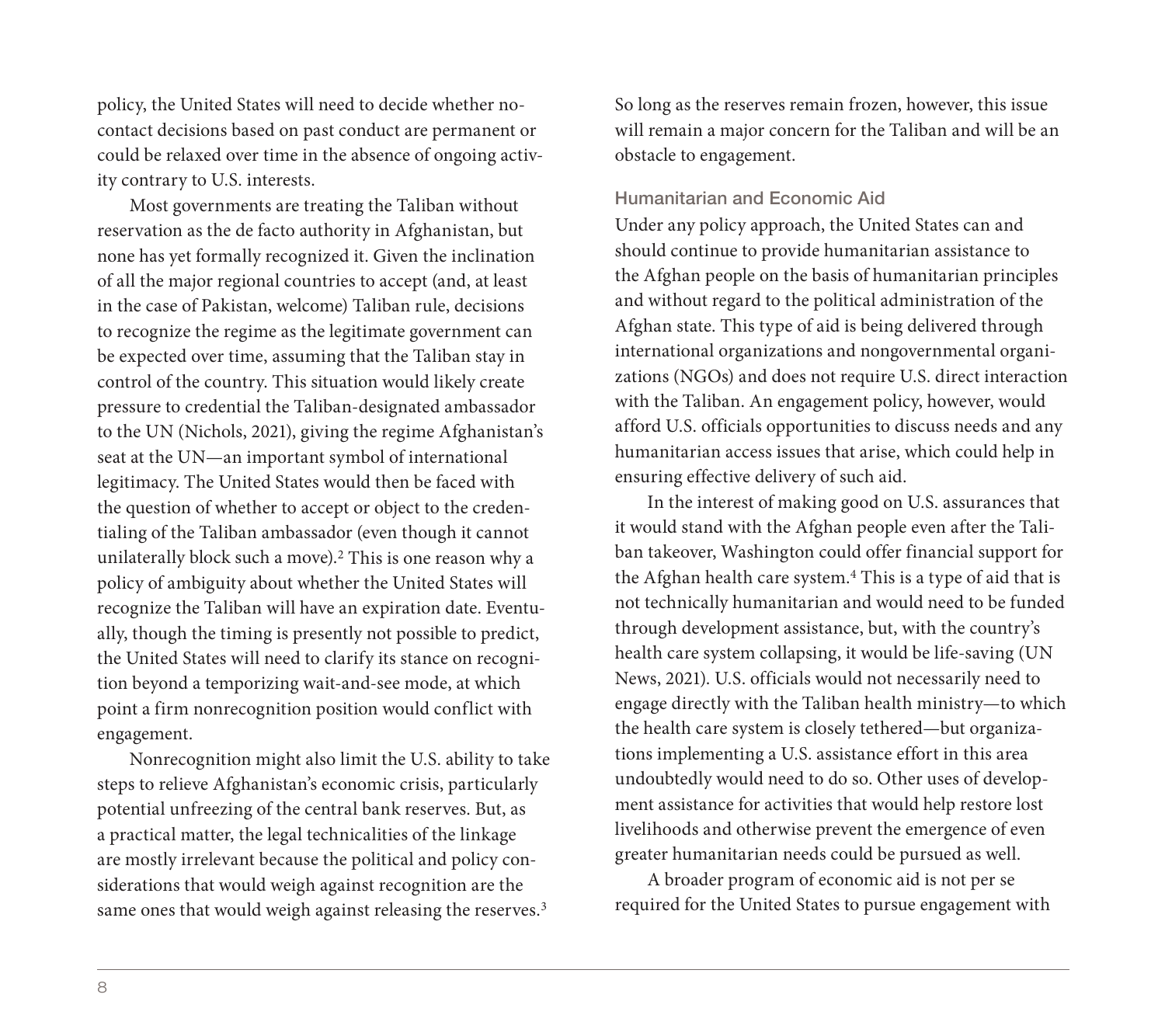policy, the United States will need to decide whether no-contact decisions based on past conduct are permanent or could be relaxed over time in the absence of ongoing activity contrary to U.S. interests.

Most governments are treating the Taliban without reservation as the de facto authority in Afghanistan, but none has yet formally recognized it. Given the inclination of all the major regional countries to accept (and, at least in the case of Pakistan, welcome) Taliban rule, decisions to recognize the regime as the legitimate government can be expected over time, assuming that the Taliban stay in control of the country. This situation would likely create pressure to credential the Taliban-designated ambassador to the UN (Nichols, 2021), giving the regime Afghanistan's seat at the UN—an important symbol of international legitimacy. The United States would then be faced with the question of whether to accept or object to the credentialing of the Taliban ambassador (even though it cannot unilaterally block such a move).[2] This is one reason why a policy of ambiguity about whether the United States will recognize the Taliban will have an expiration date. Eventually, though the timing is presently not possible to predict, the United States will need to clarify its stance on recognition beyond a temporizing wait-and-see mode, at which point a firm nonrecognition position would conflict with engagement.

Nonrecognition might also limit the U.S. ability to take steps to relieve Afghanistan's economic crisis, particularly potential unfreezing of the central bank reserves. But, as a practical matter, the legal technicalities of the linkage are mostly irrelevant because the political and policy considerations that would weigh against recognition are the same ones that would weigh against releasing the reserves.[3] So long as the reserves remain frozen, however, this issue will remain a major concern for the Taliban and will be an obstacle to engagement.

### Humanitarian and Economic Aid

Under any policy approach, the United States can and should continue to provide humanitarian assistance to the Afghan people on the basis of humanitarian principles and without regard to the political administration of the Afghan state. This type of aid is being delivered through international organizations and nongovernmental organizations (NGOs) and does not require U.S. direct interaction with the Taliban. An engagement policy, however, would afford U.S. officials opportunities to discuss needs and any humanitarian access issues that arise, which could help in ensuring effective delivery of such aid.

In the interest of making good on U.S. assurances that it would stand with the Afghan people even after the Taliban takeover, Washington could offer financial support for the Afghan health care system.[4] This is a type of aid that is not technically humanitarian and would need to be funded through development assistance, but, with the country's health care system collapsing, it would be life-saving (UN News, 2021). U.S. officials would not necessarily need to engage directly with the Taliban health ministry—to which the health care system is closely tethered—but organizations implementing a U.S. assistance effort in this area undoubtedly would need to do so. Other uses of development assistance for activities that would help restore lost livelihoods and otherwise prevent the emergence of even greater humanitarian needs could be pursued as well.

A broader program of economic aid is not per se required for the United States to pursue engagement with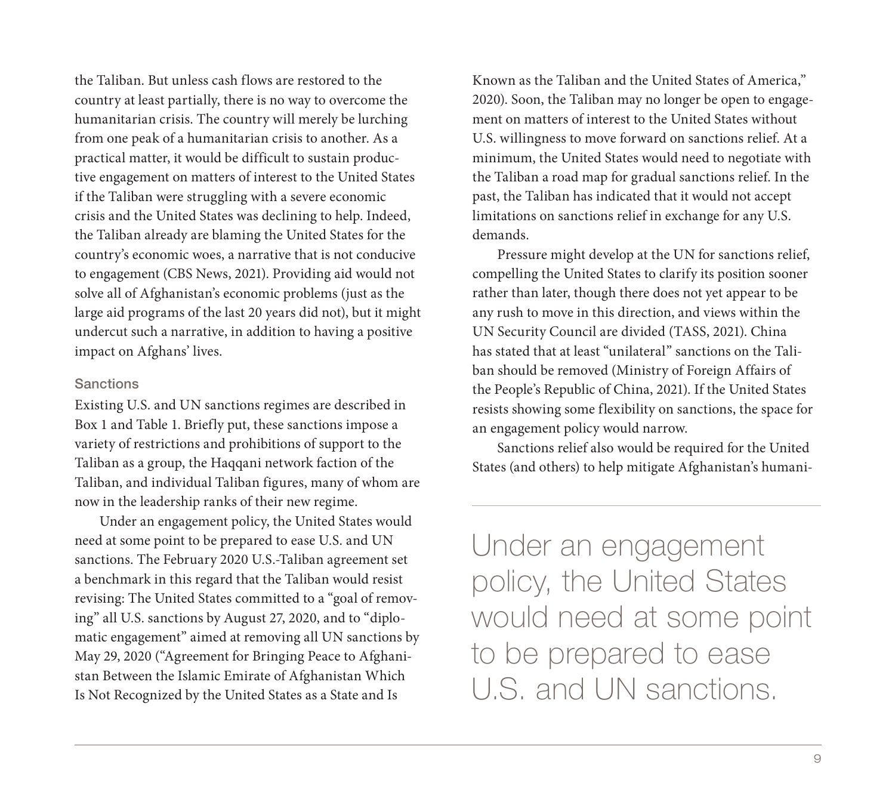the Taliban. But unless cash flows are restored to the country at least partially, there is no way to overcome the humanitarian crisis. The country will merely be lurching from one peak of a humanitarian crisis to another. As a practical matter, it would be difficult to sustain productive engagement on matters of interest to the United States if the Taliban were struggling with a severe economic crisis and the United States was declining to help. Indeed, the Taliban already are blaming the United States for the country's economic woes, a narrative that is not conducive to engagement (CBS News, 2021). Providing aid would not solve all of Afghanistan's economic problems (just as the large aid programs of the last 20 years did not), but it might undercut such a narrative, in addition to having a positive impact on Afghans' lives.

### Sanctions

Existing U.S. and UN sanctions regimes are described in Box 1 and Table 1. Briefly put, these sanctions impose a variety of restrictions and prohibitions of support to the Taliban as a group, the Haqqani network faction of the Taliban, and individual Taliban figures, many of whom are now in the leadership ranks of their new regime.

Under an engagement policy, the United States would need at some point to be prepared to ease U.S. and UN sanctions. The February 2020 U.S.-Taliban agreement set a benchmark in this regard that the Taliban would resist revising: The United States committed to a "goal of removing" all U.S. sanctions by August 27, 2020, and to "diplomatic engagement" aimed at removing all UN sanctions by May 29, 2020 ("Agreement for Bringing Peace to Afghanistan Between the Islamic Emirate of Afghanistan Which Is Not Recognized by the United States as a State and Is Known as the Taliban and the United States of America," 2020). Soon, the Taliban may no longer be open to engagement on matters of interest to the United States without U.S. willingness to move forward on sanctions relief. At a minimum, the United States would need to negotiate with the Taliban a road map for gradual sanctions relief. In the past, the Taliban has indicated that it would not accept limitations on sanctions relief in exchange for any U.S. demands.

Pressure might develop at the UN for sanctions relief, compelling the United States to clarify its position sooner rather than later, though there does not yet appear to be any rush to move in this direction, and views within the UN Security Council are divided (TASS, 2021). China has stated that at least "unilateral" sanctions on the Taliban should be removed (Ministry of Foreign Affairs of the People's Republic of China, 2021). If the United States resists showing some flexibility on sanctions, the space for an engagement policy would narrow.

Sanctions relief also would be required for the United States (and others) to help mitigate Afghanistan's humani-

> Under an engagement policy, the United States would need at some point to be prepared to ease U.S. and UN sanctions.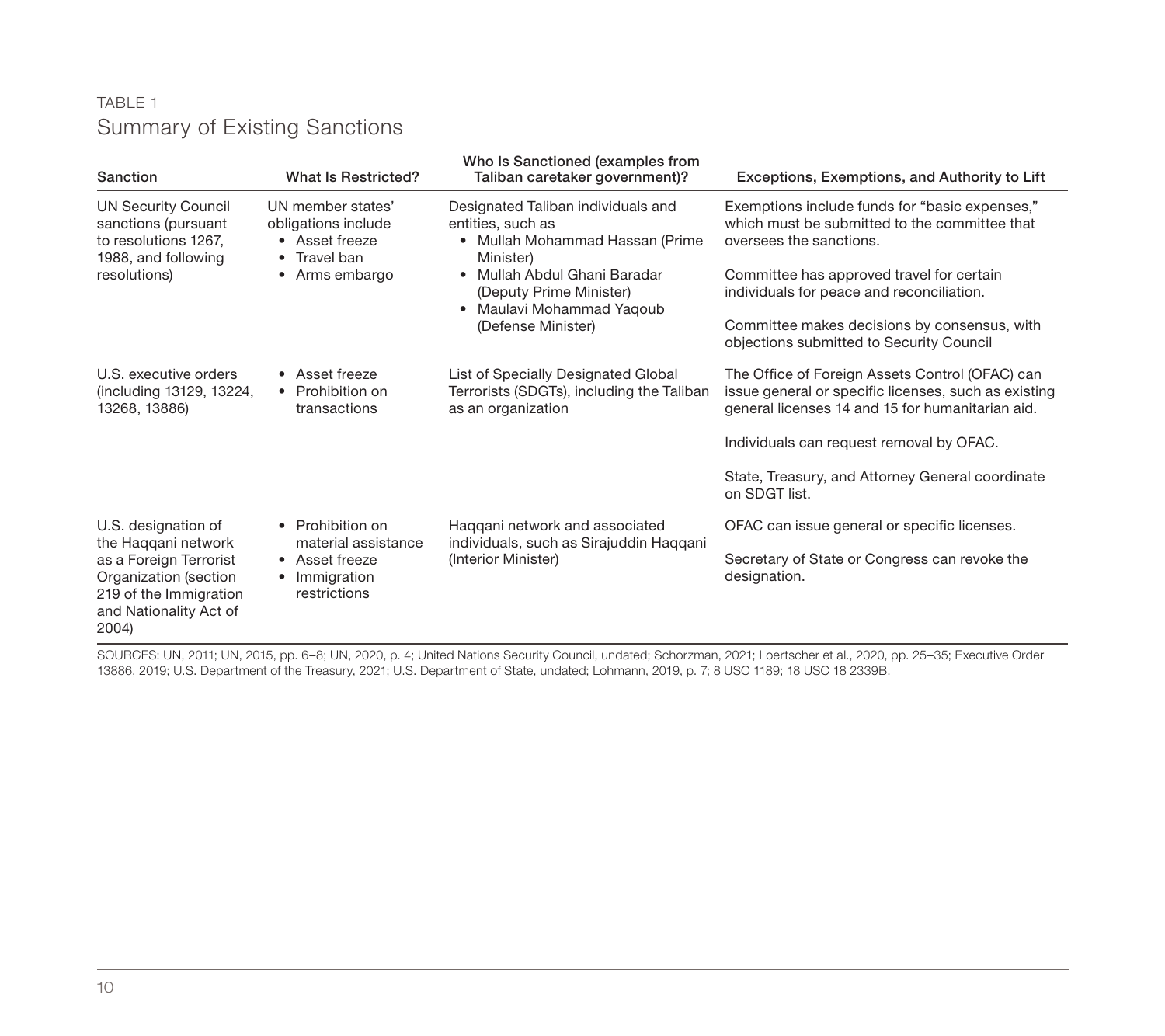TABLE 1

## Summary of Existing Sanctions

| Sanction | What Is Restricted? | Who Is Sanctioned (examples from Taliban caretaker government)? | Exceptions, Exemptions, and Authority to Lift |
|---|---|---|---|
| UN Security Council sanctions (pursuant to resolutions 1267, 1988, and following resolutions) | UN member states' obligations include<br>• Asset freeze<br>• Travel ban<br>• Arms embargo | Designated Taliban individuals and entities, such as<br>• Mullah Mohammad Hassan (Prime Minister)<br>• Mullah Abdul Ghani Baradar (Deputy Prime Minister)<br>• Maulavi Mohammad Yaqoub (Defense Minister) | Exemptions include funds for "basic expenses," which must be submitted to the committee that oversees the sanctions.<br><br>Committee has approved travel for certain individuals for peace and reconciliation.<br><br>Committee makes decisions by consensus, with objections submitted to Security Council |
| U.S. executive orders (including 13129, 13224, 13268, 13886) | • Asset freeze<br>• Prohibition on transactions | List of Specially Designated Global Terrorists (SDGTs), including the Taliban as an organization | The Office of Foreign Assets Control (OFAC) can issue general or specific licenses, such as existing general licenses 14 and 15 for humanitarian aid.<br><br>Individuals can request removal by OFAC.<br><br>State, Treasury, and Attorney General coordinate on SDGT list. |
| U.S. designation of the Haqqani network as a Foreign Terrorist Organization (section 219 of the Immigration and Nationality Act of 2004) | • Prohibition on material assistance<br>• Asset freeze<br>• Immigration restrictions | Haqqani network and associated individuals, such as Sirajuddin Haqqani (Interior Minister) | OFAC can issue general or specific licenses.<br><br>Secretary of State or Congress can revoke the designation. |

SOURCES: UN, 2011; UN, 2015, pp. 6–8; UN, 2020, p. 4; United Nations Security Council, undated; Schorzman, 2021; Loertscher et al., 2020, pp. 25–35; Executive Order 13886, 2019; U.S. Department of the Treasury, 2021; U.S. Department of State, undated; Lohmann, 2019, p. 7; 8 USC 1189; 18 USC 18 2339B.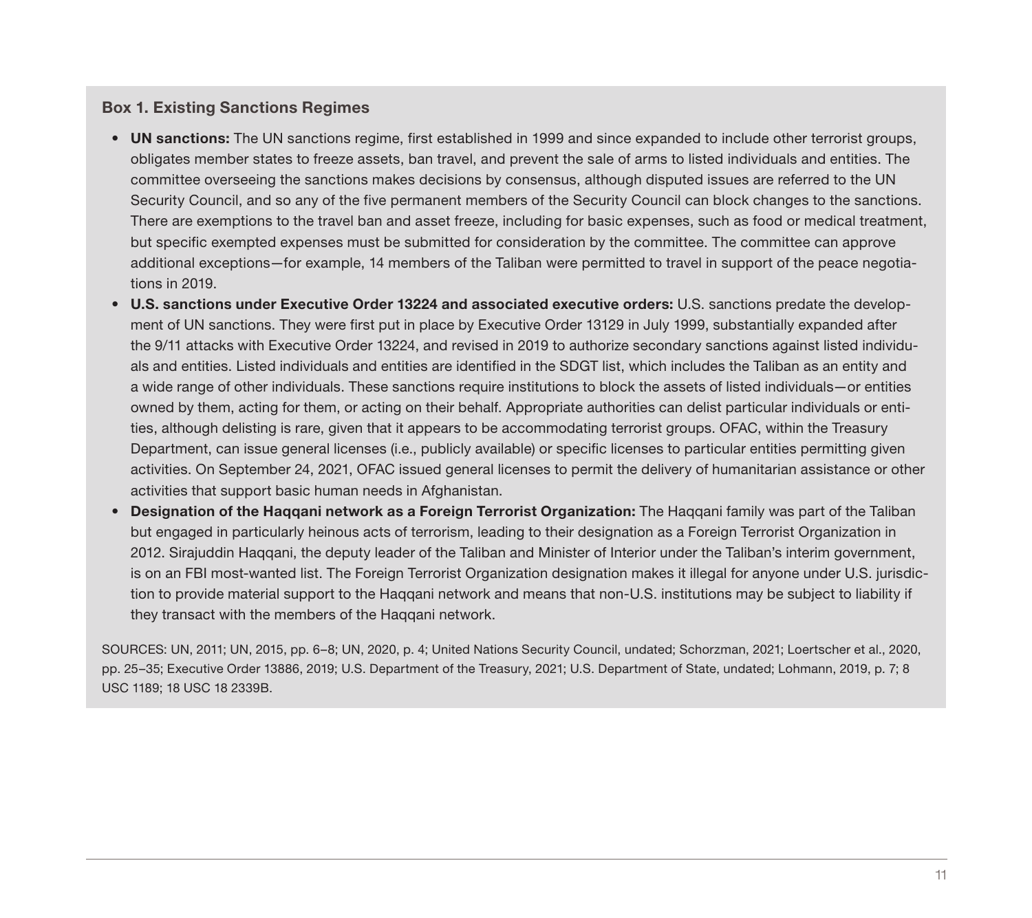### Box 1. Existing Sanctions Regimes

- **UN sanctions:** The UN sanctions regime, first established in 1999 and since expanded to include other terrorist groups, obligates member states to freeze assets, ban travel, and prevent the sale of arms to listed individuals and entities. The committee overseeing the sanctions makes decisions by consensus, although disputed issues are referred to the UN Security Council, and so any of the five permanent members of the Security Council can block changes to the sanctions. There are exemptions to the travel ban and asset freeze, including for basic expenses, such as food or medical treatment, but specific exempted expenses must be submitted for consideration by the committee. The committee can approve additional exceptions—for example, 14 members of the Taliban were permitted to travel in support of the peace negotiations in 2019.
- **U.S. sanctions under Executive Order 13224 and associated executive orders:** U.S. sanctions predate the development of UN sanctions. They were first put in place by Executive Order 13129 in July 1999, substantially expanded after the 9/11 attacks with Executive Order 13224, and revised in 2019 to authorize secondary sanctions against listed individuals and entities. Listed individuals and entities are identified in the SDGT list, which includes the Taliban as an entity and a wide range of other individuals. These sanctions require institutions to block the assets of listed individuals—or entities owned by them, acting for them, or acting on their behalf. Appropriate authorities can delist particular individuals or entities, although delisting is rare, given that it appears to be accommodating terrorist groups. OFAC, within the Treasury Department, can issue general licenses (i.e., publicly available) or specific licenses to particular entities permitting given activities. On September 24, 2021, OFAC issued general licenses to permit the delivery of humanitarian assistance or other activities that support basic human needs in Afghanistan.
- **Designation of the Haqqani network as a Foreign Terrorist Organization:** The Haqqani family was part of the Taliban but engaged in particularly heinous acts of terrorism, leading to their designation as a Foreign Terrorist Organization in 2012. Sirajuddin Haqqani, the deputy leader of the Taliban and Minister of Interior under the Taliban's interim government, is on an FBI most-wanted list. The Foreign Terrorist Organization designation makes it illegal for anyone under U.S. jurisdiction to provide material support to the Haqqani network and means that non-U.S. institutions may be subject to liability if they transact with the members of the Haqqani network.

SOURCES: UN, 2011; UN, 2015, pp. 6–8; UN, 2020, p. 4; United Nations Security Council, undated; Schorzman, 2021; Loertscher et al., 2020, pp. 25–35; Executive Order 13886, 2019; U.S. Department of the Treasury, 2021; U.S. Department of State, undated; Lohmann, 2019, p. 7; 8 USC 1189; 18 USC 18 2339B.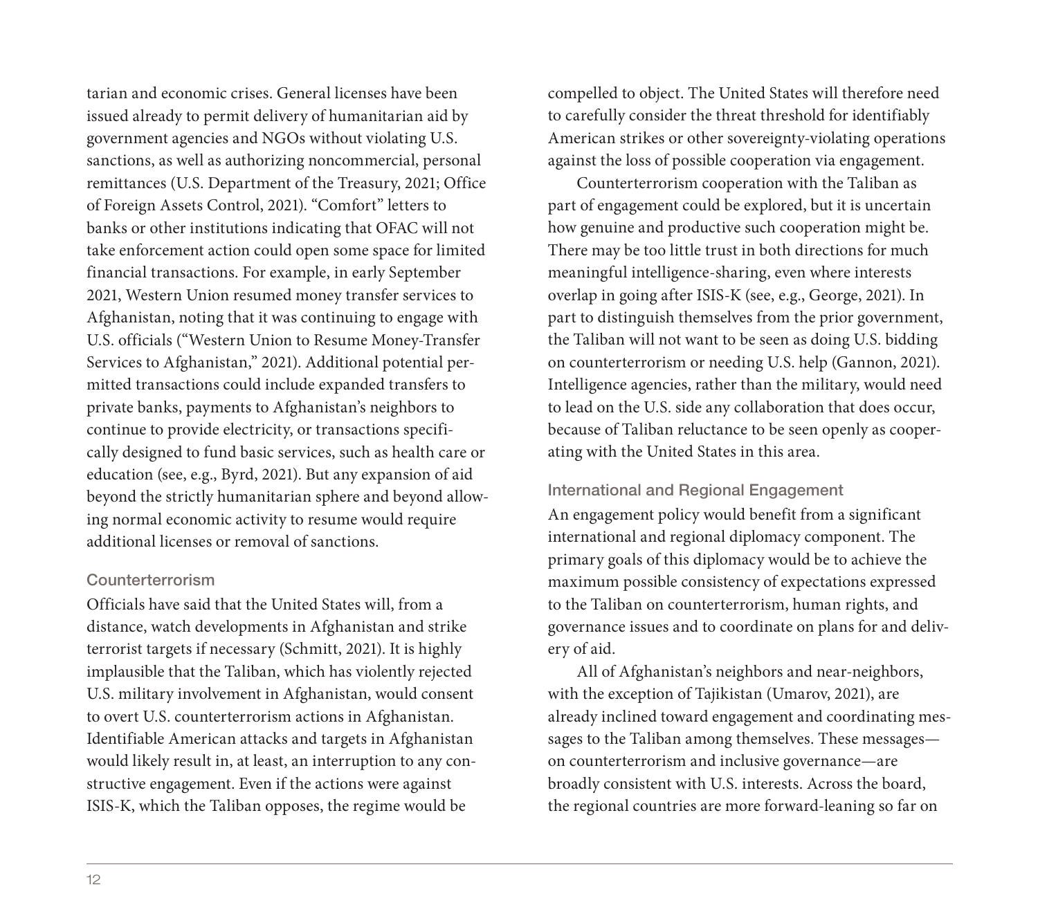tarian and economic crises. General licenses have been issued already to permit delivery of humanitarian aid by government agencies and NGOs without violating U.S. sanctions, as well as authorizing noncommercial, personal remittances (U.S. Department of the Treasury, 2021; Office of Foreign Assets Control, 2021). "Comfort" letters to banks or other institutions indicating that OFAC will not take enforcement action could open some space for limited financial transactions. For example, in early September 2021, Western Union resumed money transfer services to Afghanistan, noting that it was continuing to engage with U.S. officials ("Western Union to Resume Money-Transfer Services to Afghanistan," 2021). Additional potential permitted transactions could include expanded transfers to private banks, payments to Afghanistan's neighbors to continue to provide electricity, or transactions specifically designed to fund basic services, such as health care or education (see, e.g., Byrd, 2021). But any expansion of aid beyond the strictly humanitarian sphere and beyond allowing normal economic activity to resume would require additional licenses or removal of sanctions.

### Counterterrorism

Officials have said that the United States will, from a distance, watch developments in Afghanistan and strike terrorist targets if necessary (Schmitt, 2021). It is highly implausible that the Taliban, which has violently rejected U.S. military involvement in Afghanistan, would consent to overt U.S. counterterrorism actions in Afghanistan. Identifiable American attacks and targets in Afghanistan would likely result in, at least, an interruption to any constructive engagement. Even if the actions were against ISIS-K, which the Taliban opposes, the regime would be compelled to object. The United States will therefore need to carefully consider the threat threshold for identifiably American strikes or other sovereignty-violating operations against the loss of possible cooperation via engagement.

Counterterrorism cooperation with the Taliban as part of engagement could be explored, but it is uncertain how genuine and productive such cooperation might be. There may be too little trust in both directions for much meaningful intelligence-sharing, even where interests overlap in going after ISIS-K (see, e.g., George, 2021). In part to distinguish themselves from the prior government, the Taliban will not want to be seen as doing U.S. bidding on counterterrorism or needing U.S. help (Gannon, 2021). Intelligence agencies, rather than the military, would need to lead on the U.S. side any collaboration that does occur, because of Taliban reluctance to be seen openly as cooperating with the United States in this area.

### International and Regional Engagement

An engagement policy would benefit from a significant international and regional diplomacy component. The primary goals of this diplomacy would be to achieve the maximum possible consistency of expectations expressed to the Taliban on counterterrorism, human rights, and governance issues and to coordinate on plans for and delivery of aid.

All of Afghanistan's neighbors and near-neighbors, with the exception of Tajikistan (Umarov, 2021), are already inclined toward engagement and coordinating messages to the Taliban among themselves. These messages—on counterterrorism and inclusive governance—are broadly consistent with U.S. interests. Across the board, the regional countries are more forward-leaning so far on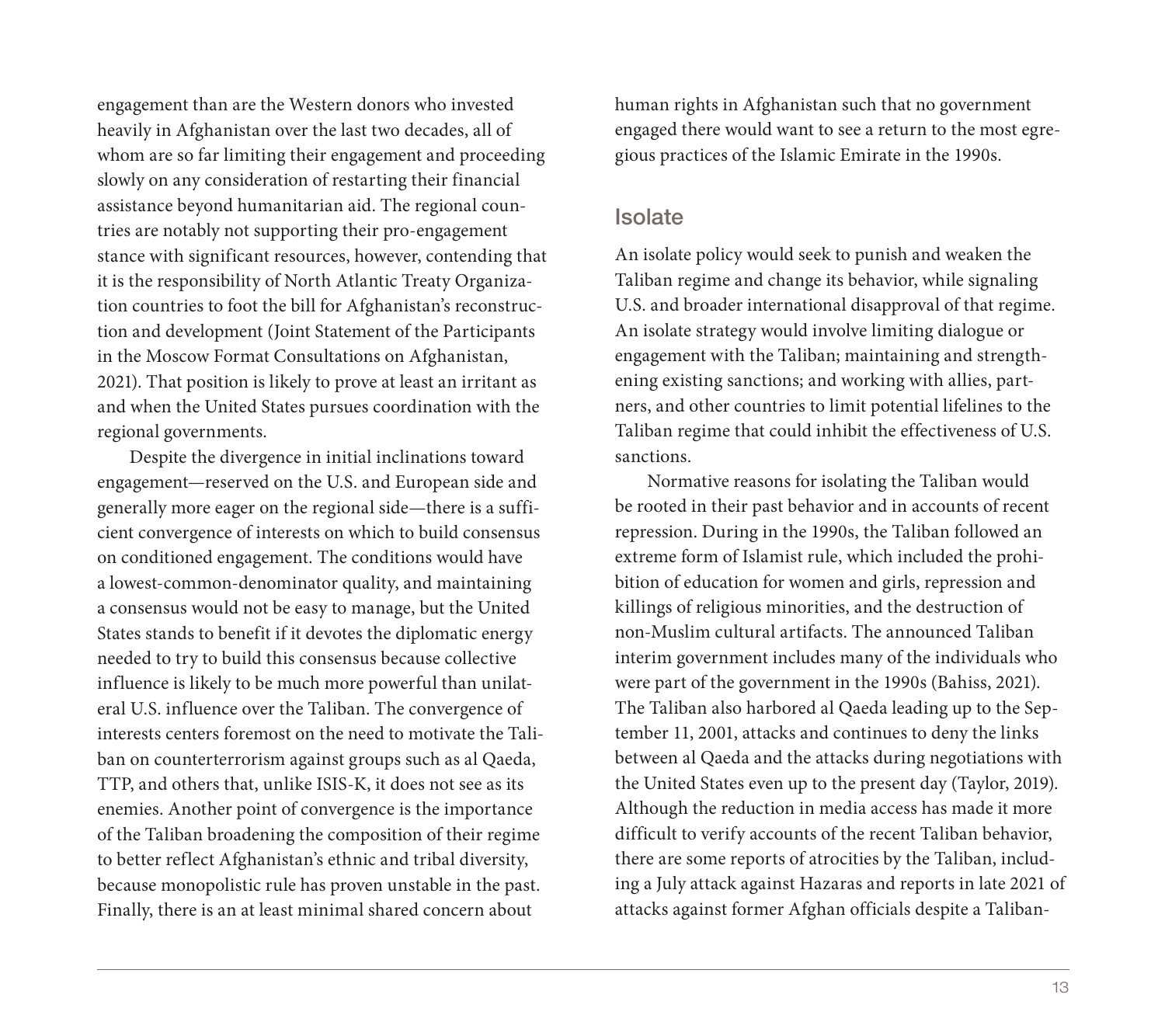engagement than are the Western donors who invested heavily in Afghanistan over the last two decades, all of whom are so far limiting their engagement and proceeding slowly on any consideration of restarting their financial assistance beyond humanitarian aid. The regional countries are notably not supporting their pro-engagement stance with significant resources, however, contending that it is the responsibility of North Atlantic Treaty Organization countries to foot the bill for Afghanistan's reconstruction and development (Joint Statement of the Participants in the Moscow Format Consultations on Afghanistan, 2021). That position is likely to prove at least an irritant as and when the United States pursues coordination with the regional governments.

Despite the divergence in initial inclinations toward engagement—reserved on the U.S. and European side and generally more eager on the regional side—there is a sufficient convergence of interests on which to build consensus on conditioned engagement. The conditions would have a lowest-common-denominator quality, and maintaining a consensus would not be easy to manage, but the United States stands to benefit if it devotes the diplomatic energy needed to try to build this consensus because collective influence is likely to be much more powerful than unilateral U.S. influence over the Taliban. The convergence of interests centers foremost on the need to motivate the Taliban on counterterrorism against groups such as al Qaeda, TTP, and others that, unlike ISIS-K, it does not see as its enemies. Another point of convergence is the importance of the Taliban broadening the composition of their regime to better reflect Afghanistan's ethnic and tribal diversity, because monopolistic rule has proven unstable in the past. Finally, there is an at least minimal shared concern about human rights in Afghanistan such that no government engaged there would want to see a return to the most egregious practices of the Islamic Emirate in the 1990s.

## Isolate

An isolate policy would seek to punish and weaken the Taliban regime and change its behavior, while signaling U.S. and broader international disapproval of that regime. An isolate strategy would involve limiting dialogue or engagement with the Taliban; maintaining and strengthening existing sanctions; and working with allies, partners, and other countries to limit potential lifelines to the Taliban regime that could inhibit the effectiveness of U.S. sanctions.

Normative reasons for isolating the Taliban would be rooted in their past behavior and in accounts of recent repression. During in the 1990s, the Taliban followed an extreme form of Islamist rule, which included the prohibition of education for women and girls, repression and killings of religious minorities, and the destruction of non-Muslim cultural artifacts. The announced Taliban interim government includes many of the individuals who were part of the government in the 1990s (Bahiss, 2021). The Taliban also harbored al Qaeda leading up to the September 11, 2001, attacks and continues to deny the links between al Qaeda and the attacks during negotiations with the United States even up to the present day (Taylor, 2019). Although the reduction in media access has made it more difficult to verify accounts of the recent Taliban behavior, there are some reports of atrocities by the Taliban, including a July attack against Hazaras and reports in late 2021 of attacks against former Afghan officials despite a Taliban-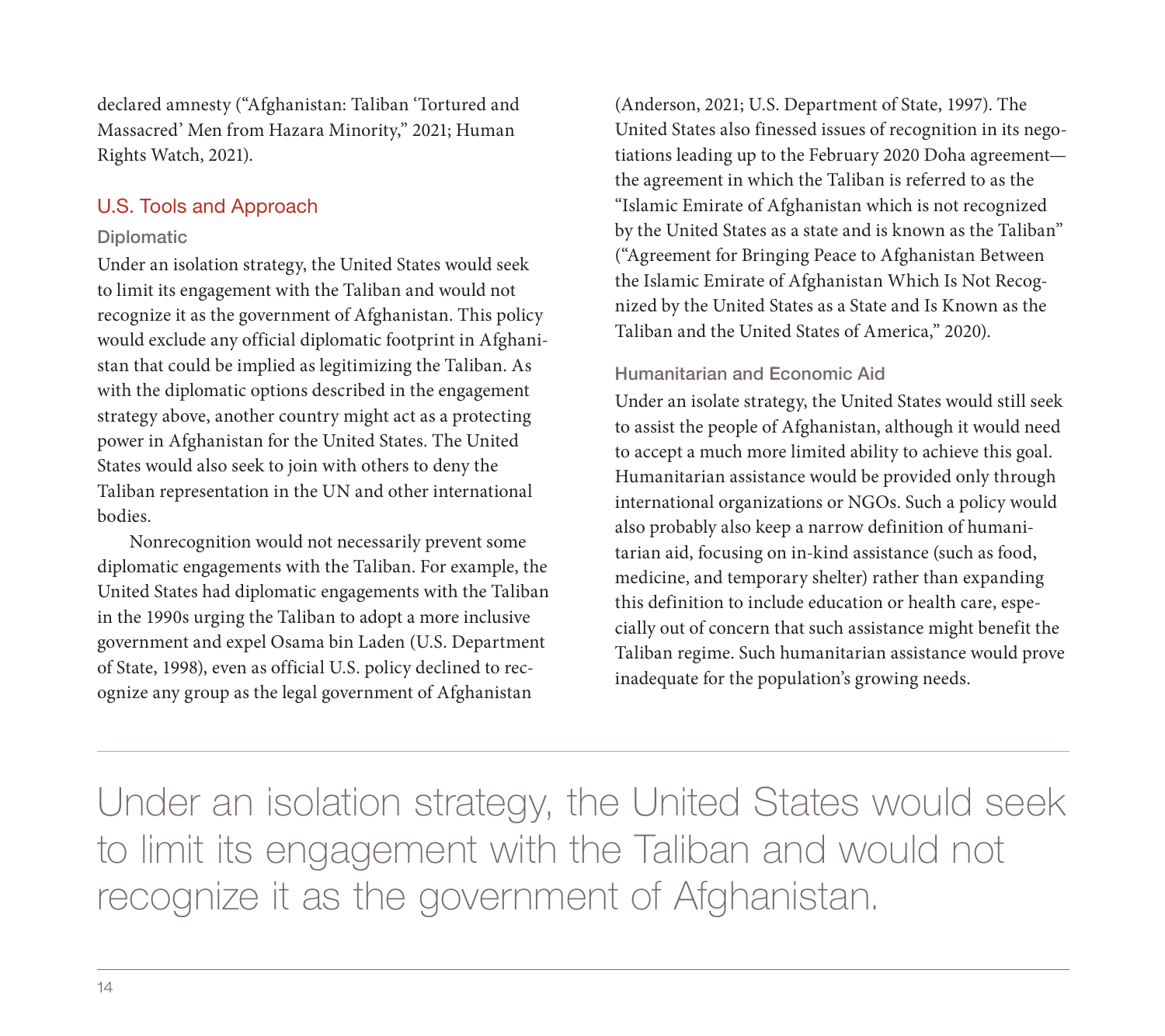declared amnesty ("Afghanistan: Taliban 'Tortured and Massacred' Men from Hazara Minority," 2021; Human Rights Watch, 2021).

## U.S. Tools and Approach

### Diplomatic

Under an isolation strategy, the United States would seek to limit its engagement with the Taliban and would not recognize it as the government of Afghanistan. This policy would exclude any official diplomatic footprint in Afghanistan that could be implied as legitimizing the Taliban. As with the diplomatic options described in the engagement strategy above, another country might act as a protecting power in Afghanistan for the United States. The United States would also seek to join with others to deny the Taliban representation in the UN and other international bodies.

Nonrecognition would not necessarily prevent some diplomatic engagements with the Taliban. For example, the United States had diplomatic engagements with the Taliban in the 1990s urging the Taliban to adopt a more inclusive government and expel Osama bin Laden (U.S. Department of State, 1998), even as official U.S. policy declined to recognize any group as the legal government of Afghanistan (Anderson, 2021; U.S. Department of State, 1997). The United States also finessed issues of recognition in its negotiations leading up to the February 2020 Doha agreement—the agreement in which the Taliban is referred to as the "Islamic Emirate of Afghanistan which is not recognized by the United States as a state and is known as the Taliban" ("Agreement for Bringing Peace to Afghanistan Between the Islamic Emirate of Afghanistan Which Is Not Recognized by the United States as a State and Is Known as the Taliban and the United States of America," 2020).

### Humanitarian and Economic Aid

Under an isolate strategy, the United States would still seek to assist the people of Afghanistan, although it would need to accept a much more limited ability to achieve this goal. Humanitarian assistance would be provided only through international organizations or NGOs. Such a policy would also probably also keep a narrow definition of humanitarian aid, focusing on in-kind assistance (such as food, medicine, and temporary shelter) rather than expanding this definition to include education or health care, especially out of concern that such assistance might benefit the Taliban regime. Such humanitarian assistance would prove inadequate for the population's growing needs.

> Under an isolation strategy, the United States would seek to limit its engagement with the Taliban and would not recognize it as the government of Afghanistan.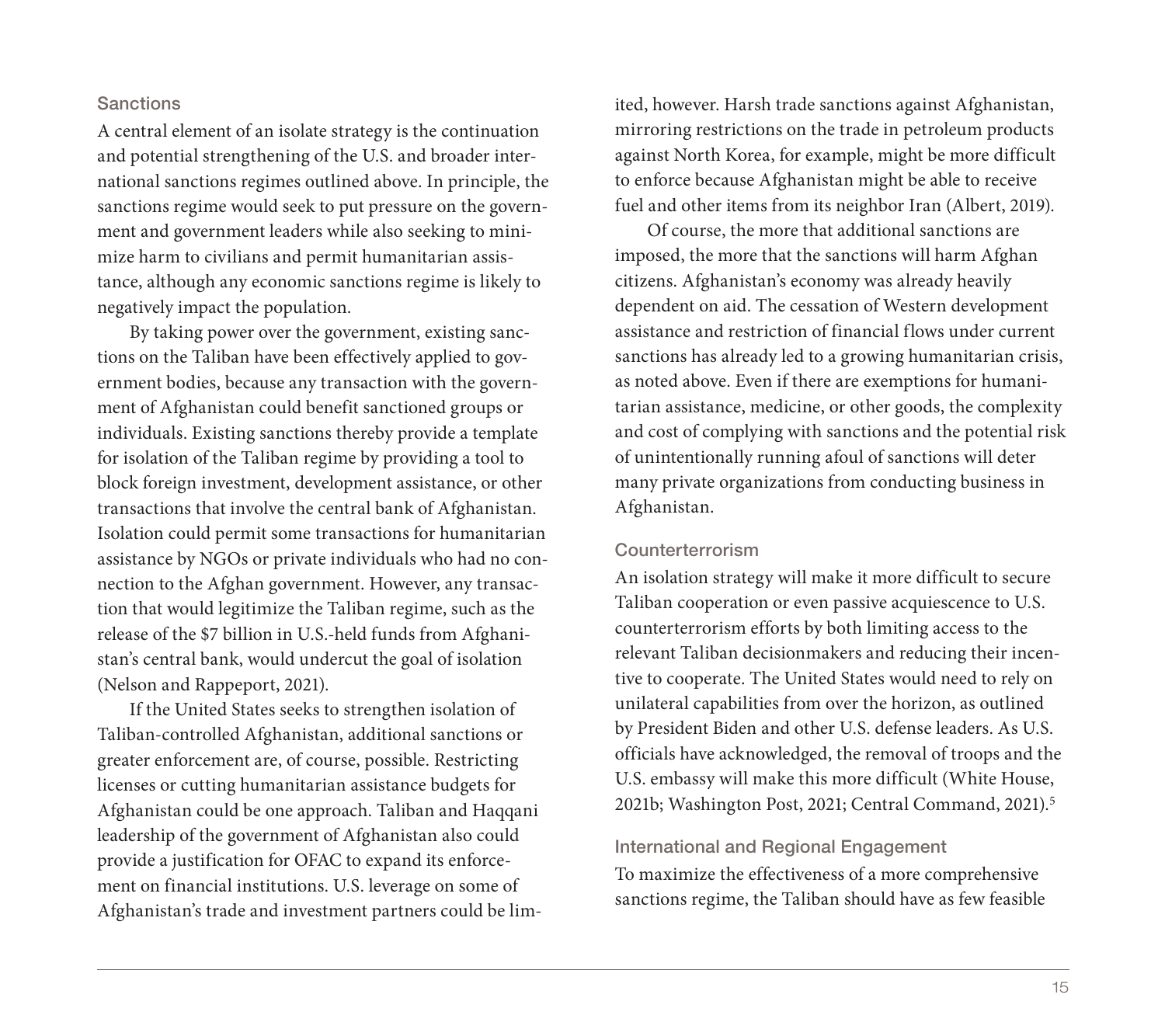### Sanctions

A central element of an isolate strategy is the continuation and potential strengthening of the U.S. and broader international sanctions regimes outlined above. In principle, the sanctions regime would seek to put pressure on the government and government leaders while also seeking to minimize harm to civilians and permit humanitarian assistance, although any economic sanctions regime is likely to negatively impact the population.

By taking power over the government, existing sanctions on the Taliban have been effectively applied to government bodies, because any transaction with the government of Afghanistan could benefit sanctioned groups or individuals. Existing sanctions thereby provide a template for isolation of the Taliban regime by providing a tool to block foreign investment, development assistance, or other transactions that involve the central bank of Afghanistan. Isolation could permit some transactions for humanitarian assistance by NGOs or private individuals who had no connection to the Afghan government. However, any transaction that would legitimize the Taliban regime, such as the release of the $7 billion in U.S.-held funds from Afghanistan's central bank, would undercut the goal of isolation (Nelson and Rappeport, 2021).

If the United States seeks to strengthen isolation of Taliban-controlled Afghanistan, additional sanctions or greater enforcement are, of course, possible. Restricting licenses or cutting humanitarian assistance budgets for Afghanistan could be one approach. Taliban and Haqqani leadership of the government of Afghanistan also could provide a justification for OFAC to expand its enforcement on financial institutions. U.S. leverage on some of Afghanistan's trade and investment partners could be limited, however. Harsh trade sanctions against Afghanistan, mirroring restrictions on the trade in petroleum products against North Korea, for example, might be more difficult to enforce because Afghanistan might be able to receive fuel and other items from its neighbor Iran (Albert, 2019).

Of course, the more that additional sanctions are imposed, the more that the sanctions will harm Afghan citizens. Afghanistan's economy was already heavily dependent on aid. The cessation of Western development assistance and restriction of financial flows under current sanctions has already led to a growing humanitarian crisis, as noted above. Even if there are exemptions for humanitarian assistance, medicine, or other goods, the complexity and cost of complying with sanctions and the potential risk of unintentionally running afoul of sanctions will deter many private organizations from conducting business in Afghanistan.

### Counterterrorism

An isolation strategy will make it more difficult to secure Taliban cooperation or even passive acquiescence to U.S. counterterrorism efforts by both limiting access to the relevant Taliban decisionmakers and reducing their incentive to cooperate. The United States would need to rely on unilateral capabilities from over the horizon, as outlined by President Biden and other U.S. defense leaders. As U.S. officials have acknowledged, the removal of troops and the U.S. embassy will make this more difficult (White House, 2021b; Washington Post, 2021; Central Command, 2021).[5]

### International and Regional Engagement

To maximize the effectiveness of a more comprehensive sanctions regime, the Taliban should have as few feasible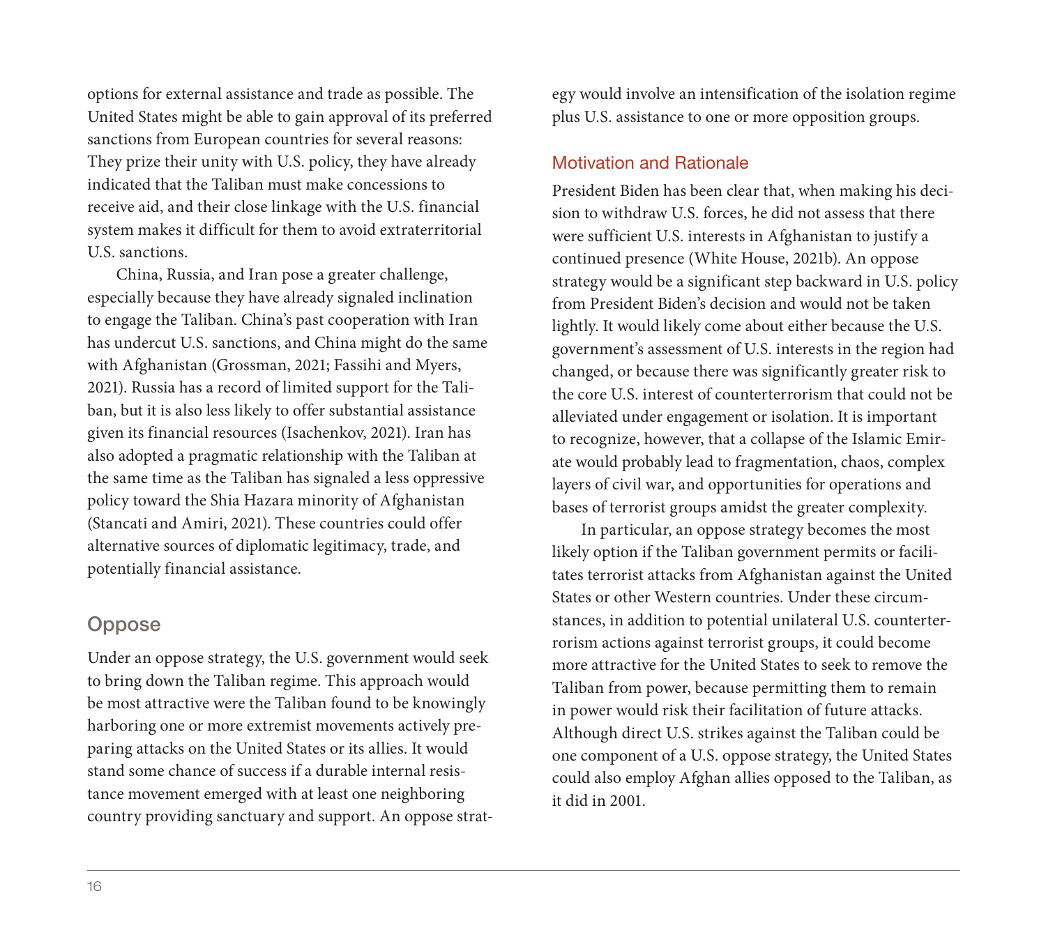options for external assistance and trade as possible. The United States might be able to gain approval of its preferred sanctions from European countries for several reasons: They prize their unity with U.S. policy, they have already indicated that the Taliban must make concessions to receive aid, and their close linkage with the U.S. financial system makes it difficult for them to avoid extraterritorial U.S. sanctions.

China, Russia, and Iran pose a greater challenge, especially because they have already signaled inclination to engage the Taliban. China's past cooperation with Iran has undercut U.S. sanctions, and China might do the same with Afghanistan (Grossman, 2021; Fassihi and Myers, 2021). Russia has a record of limited support for the Taliban, but it is also less likely to offer substantial assistance given its financial resources (Isachenkov, 2021). Iran has also adopted a pragmatic relationship with the Taliban at the same time as the Taliban has signaled a less oppressive policy toward the Shia Hazara minority of Afghanistan (Stancati and Amiri, 2021). These countries could offer alternative sources of diplomatic legitimacy, trade, and potentially financial assistance.

## Oppose

Under an oppose strategy, the U.S. government would seek to bring down the Taliban regime. This approach would be most attractive were the Taliban found to be knowingly harboring one or more extremist movements actively preparing attacks on the United States or its allies. It would stand some chance of success if a durable internal resistance movement emerged with at least one neighboring country providing sanctuary and support. An oppose strategy would involve an intensification of the isolation regime plus U.S. assistance to one or more opposition groups.

### Motivation and Rationale

President Biden has been clear that, when making his decision to withdraw U.S. forces, he did not assess that there were sufficient U.S. interests in Afghanistan to justify a continued presence (White House, 2021b). An oppose strategy would be a significant step backward in U.S. policy from President Biden's decision and would not be taken lightly. It would likely come about either because the U.S. government's assessment of U.S. interests in the region had changed, or because there was significantly greater risk to the core U.S. interest of counterterrorism that could not be alleviated under engagement or isolation. It is important to recognize, however, that a collapse of the Islamic Emirate would probably lead to fragmentation, chaos, complex layers of civil war, and opportunities for operations and bases of terrorist groups amidst the greater complexity.

In particular, an oppose strategy becomes the most likely option if the Taliban government permits or facilitates terrorist attacks from Afghanistan against the United States or other Western countries. Under these circumstances, in addition to potential unilateral U.S. counterterrorism actions against terrorist groups, it could become more attractive for the United States to seek to remove the Taliban from power, because permitting them to remain in power would risk their facilitation of future attacks. Although direct U.S. strikes against the Taliban could be one component of a U.S. oppose strategy, the United States could also employ Afghan allies opposed to the Taliban, as it did in 2001.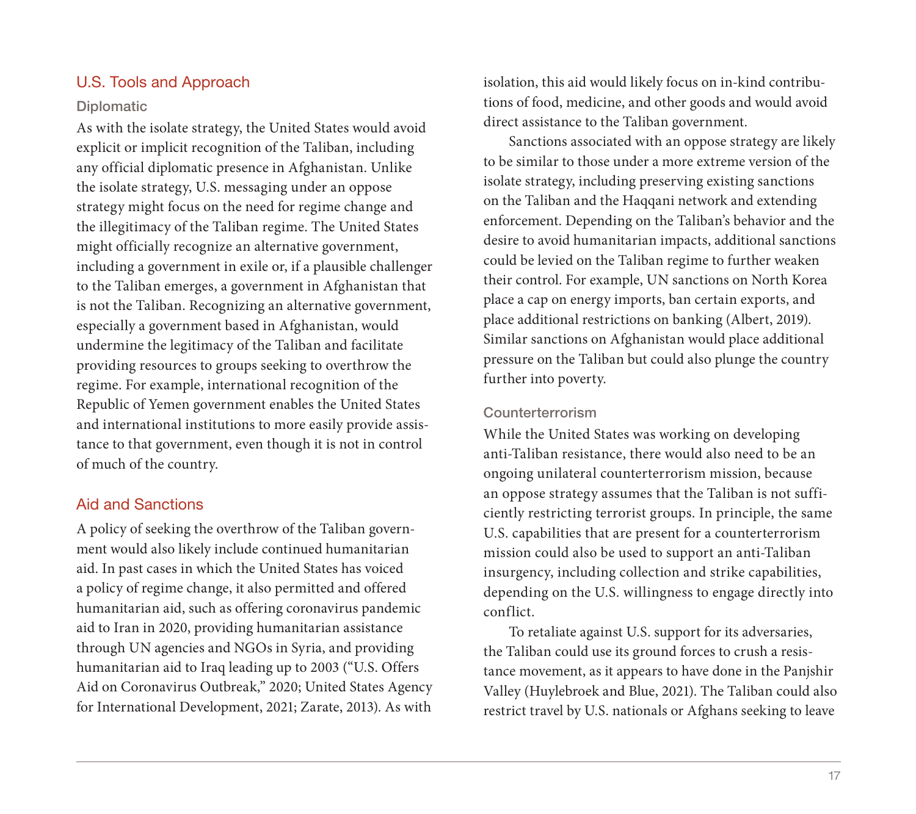## U.S. Tools and Approach

### Diplomatic

As with the isolate strategy, the United States would avoid explicit or implicit recognition of the Taliban, including any official diplomatic presence in Afghanistan. Unlike the isolate strategy, U.S. messaging under an oppose strategy might focus on the need for regime change and the illegitimacy of the Taliban regime. The United States might officially recognize an alternative government, including a government in exile or, if a plausible challenger to the Taliban emerges, a government in Afghanistan that is not the Taliban. Recognizing an alternative government, especially a government based in Afghanistan, would undermine the legitimacy of the Taliban and facilitate providing resources to groups seeking to overthrow the regime. For example, international recognition of the Republic of Yemen government enables the United States and international institutions to more easily provide assistance to that government, even though it is not in control of much of the country.

## Aid and Sanctions

A policy of seeking the overthrow of the Taliban government would also likely include continued humanitarian aid. In past cases in which the United States has voiced a policy of regime change, it also permitted and offered humanitarian aid, such as offering coronavirus pandemic aid to Iran in 2020, providing humanitarian assistance through UN agencies and NGOs in Syria, and providing humanitarian aid to Iraq leading up to 2003 ("U.S. Offers Aid on Coronavirus Outbreak," 2020; United States Agency for International Development, 2021; Zarate, 2013). As with isolation, this aid would likely focus on in-kind contributions of food, medicine, and other goods and would avoid direct assistance to the Taliban government.

Sanctions associated with an oppose strategy are likely to be similar to those under a more extreme version of the isolate strategy, including preserving existing sanctions on the Taliban and the Haqqani network and extending enforcement. Depending on the Taliban's behavior and the desire to avoid humanitarian impacts, additional sanctions could be levied on the Taliban regime to further weaken their control. For example, UN sanctions on North Korea place a cap on energy imports, ban certain exports, and place additional restrictions on banking (Albert, 2019). Similar sanctions on Afghanistan would place additional pressure on the Taliban but could also plunge the country further into poverty.

### Counterterrorism

While the United States was working on developing anti-Taliban resistance, there would also need to be an ongoing unilateral counterterrorism mission, because an oppose strategy assumes that the Taliban is not sufficiently restricting terrorist groups. In principle, the same U.S. capabilities that are present for a counterterrorism mission could also be used to support an anti-Taliban insurgency, including collection and strike capabilities, depending on the U.S. willingness to engage directly into conflict.

To retaliate against U.S. support for its adversaries, the Taliban could use its ground forces to crush a resistance movement, as it appears to have done in the Panjshir Valley (Huylebroek and Blue, 2021). The Taliban could also restrict travel by U.S. nationals or Afghans seeking to leave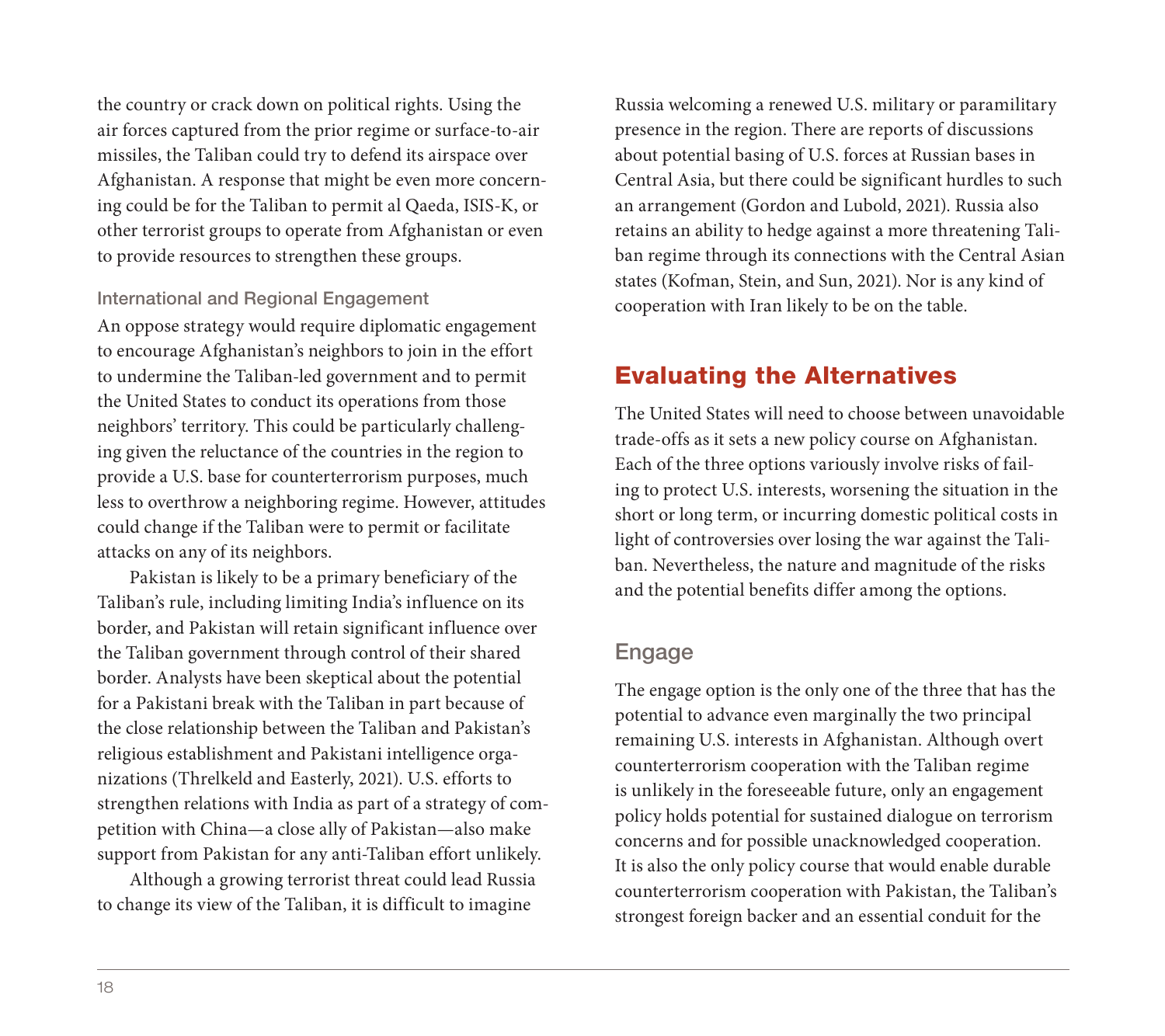the country or crack down on political rights. Using the air forces captured from the prior regime or surface-to-air missiles, the Taliban could try to defend its airspace over Afghanistan. A response that might be even more concerning could be for the Taliban to permit al Qaeda, ISIS-K, or other terrorist groups to operate from Afghanistan or even to provide resources to strengthen these groups.

### International and Regional Engagement

An oppose strategy would require diplomatic engagement to encourage Afghanistan's neighbors to join in the effort to undermine the Taliban-led government and to permit the United States to conduct its operations from those neighbors' territory. This could be particularly challenging given the reluctance of the countries in the region to provide a U.S. base for counterterrorism purposes, much less to overthrow a neighboring regime. However, attitudes could change if the Taliban were to permit or facilitate attacks on any of its neighbors.

Pakistan is likely to be a primary beneficiary of the Taliban's rule, including limiting India's influence on its border, and Pakistan will retain significant influence over the Taliban government through control of their shared border. Analysts have been skeptical about the potential for a Pakistani break with the Taliban in part because of the close relationship between the Taliban and Pakistan's religious establishment and Pakistani intelligence organizations (Threlkeld and Easterly, 2021). U.S. efforts to strengthen relations with India as part of a strategy of competition with China—a close ally of Pakistan—also make support from Pakistan for any anti-Taliban effort unlikely.

Although a growing terrorist threat could lead Russia to change its view of the Taliban, it is difficult to imagine Russia welcoming a renewed U.S. military or paramilitary presence in the region. There are reports of discussions about potential basing of U.S. forces at Russian bases in Central Asia, but there could be significant hurdles to such an arrangement (Gordon and Lubold, 2021). Russia also retains an ability to hedge against a more threatening Taliban regime through its connections with the Central Asian states (Kofman, Stein, and Sun, 2021). Nor is any kind of cooperation with Iran likely to be on the table.

## Evaluating the Alternatives

The United States will need to choose between unavoidable trade-offs as it sets a new policy course on Afghanistan. Each of the three options variously involve risks of failing to protect U.S. interests, worsening the situation in the short or long term, or incurring domestic political costs in light of controversies over losing the war against the Taliban. Nevertheless, the nature and magnitude of the risks and the potential benefits differ among the options.

### Engage

The engage option is the only one of the three that has the potential to advance even marginally the two principal remaining U.S. interests in Afghanistan. Although overt counterterrorism cooperation with the Taliban regime is unlikely in the foreseeable future, only an engagement policy holds potential for sustained dialogue on terrorism concerns and for possible unacknowledged cooperation. It is also the only policy course that would enable durable counterterrorism cooperation with Pakistan, the Taliban's strongest foreign backer and an essential conduit for the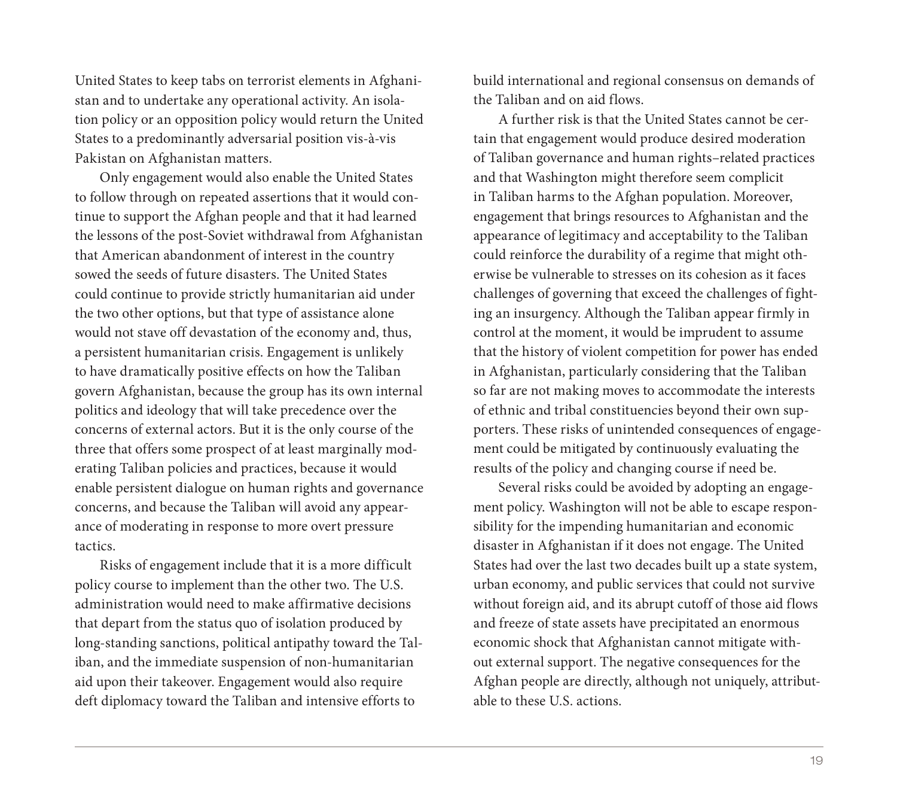United States to keep tabs on terrorist elements in Afghanistan and to undertake any operational activity. An isolation policy or an opposition policy would return the United States to a predominantly adversarial position vis-à-vis Pakistan on Afghanistan matters.

Only engagement would also enable the United States to follow through on repeated assertions that it would continue to support the Afghan people and that it had learned the lessons of the post-Soviet withdrawal from Afghanistan that American abandonment of interest in the country sowed the seeds of future disasters. The United States could continue to provide strictly humanitarian aid under the two other options, but that type of assistance alone would not stave off devastation of the economy and, thus, a persistent humanitarian crisis. Engagement is unlikely to have dramatically positive effects on how the Taliban govern Afghanistan, because the group has its own internal politics and ideology that will take precedence over the concerns of external actors. But it is the only course of the three that offers some prospect of at least marginally moderating Taliban policies and practices, because it would enable persistent dialogue on human rights and governance concerns, and because the Taliban will avoid any appearance of moderating in response to more overt pressure tactics.

Risks of engagement include that it is a more difficult policy course to implement than the other two. The U.S. administration would need to make affirmative decisions that depart from the status quo of isolation produced by long-standing sanctions, political antipathy toward the Taliban, and the immediate suspension of non-humanitarian aid upon their takeover. Engagement would also require deft diplomacy toward the Taliban and intensive efforts to build international and regional consensus on demands of the Taliban and on aid flows.

A further risk is that the United States cannot be certain that engagement would produce desired moderation of Taliban governance and human rights–related practices and that Washington might therefore seem complicit in Taliban harms to the Afghan population. Moreover, engagement that brings resources to Afghanistan and the appearance of legitimacy and acceptability to the Taliban could reinforce the durability of a regime that might otherwise be vulnerable to stresses on its cohesion as it faces challenges of governing that exceed the challenges of fighting an insurgency. Although the Taliban appear firmly in control at the moment, it would be imprudent to assume that the history of violent competition for power has ended in Afghanistan, particularly considering that the Taliban so far are not making moves to accommodate the interests of ethnic and tribal constituencies beyond their own supporters. These risks of unintended consequences of engagement could be mitigated by continuously evaluating the results of the policy and changing course if need be.

Several risks could be avoided by adopting an engagement policy. Washington will not be able to escape responsibility for the impending humanitarian and economic disaster in Afghanistan if it does not engage. The United States had over the last two decades built up a state system, urban economy, and public services that could not survive without foreign aid, and its abrupt cutoff of those aid flows and freeze of state assets have precipitated an enormous economic shock that Afghanistan cannot mitigate without external support. The negative consequences for the Afghan people are directly, although not uniquely, attributable to these U.S. actions.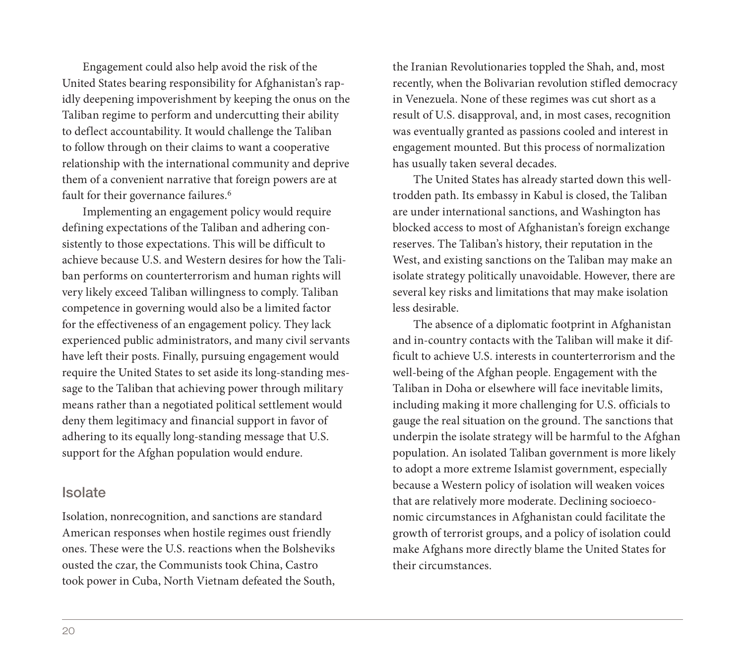Engagement could also help avoid the risk of the United States bearing responsibility for Afghanistan's rapidly deepening impoverishment by keeping the onus on the Taliban regime to perform and undercutting their ability to deflect accountability. It would challenge the Taliban to follow through on their claims to want a cooperative relationship with the international community and deprive them of a convenient narrative that foreign powers are at fault for their governance failures.[6]

Implementing an engagement policy would require defining expectations of the Taliban and adhering consistently to those expectations. This will be difficult to achieve because U.S. and Western desires for how the Taliban performs on counterterrorism and human rights will very likely exceed Taliban willingness to comply. Taliban competence in governing would also be a limited factor for the effectiveness of an engagement policy. They lack experienced public administrators, and many civil servants have left their posts. Finally, pursuing engagement would require the United States to set aside its long-standing message to the Taliban that achieving power through military means rather than a negotiated political settlement would deny them legitimacy and financial support in favor of adhering to its equally long-standing message that U.S. support for the Afghan population would endure.

## Isolate

Isolation, nonrecognition, and sanctions are standard American responses when hostile regimes oust friendly ones. These were the U.S. reactions when the Bolsheviks ousted the czar, the Communists took China, Castro took power in Cuba, North Vietnam defeated the South, the Iranian Revolutionaries toppled the Shah, and, most recently, when the Bolivarian revolution stifled democracy in Venezuela. None of these regimes was cut short as a result of U.S. disapproval, and, in most cases, recognition was eventually granted as passions cooled and interest in engagement mounted. But this process of normalization has usually taken several decades.

The United States has already started down this well-trodden path. Its embassy in Kabul is closed, the Taliban are under international sanctions, and Washington has blocked access to most of Afghanistan's foreign exchange reserves. The Taliban's history, their reputation in the West, and existing sanctions on the Taliban may make an isolate strategy politically unavoidable. However, there are several key risks and limitations that may make isolation less desirable.

The absence of a diplomatic footprint in Afghanistan and in-country contacts with the Taliban will make it difficult to achieve U.S. interests in counterterrorism and the well-being of the Afghan people. Engagement with the Taliban in Doha or elsewhere will face inevitable limits, including making it more challenging for U.S. officials to gauge the real situation on the ground. The sanctions that underpin the isolate strategy will be harmful to the Afghan population. An isolated Taliban government is more likely to adopt a more extreme Islamist government, especially because a Western policy of isolation will weaken voices that are relatively more moderate. Declining socioeconomic circumstances in Afghanistan could facilitate the growth of terrorist groups, and a policy of isolation could make Afghans more directly blame the United States for their circumstances.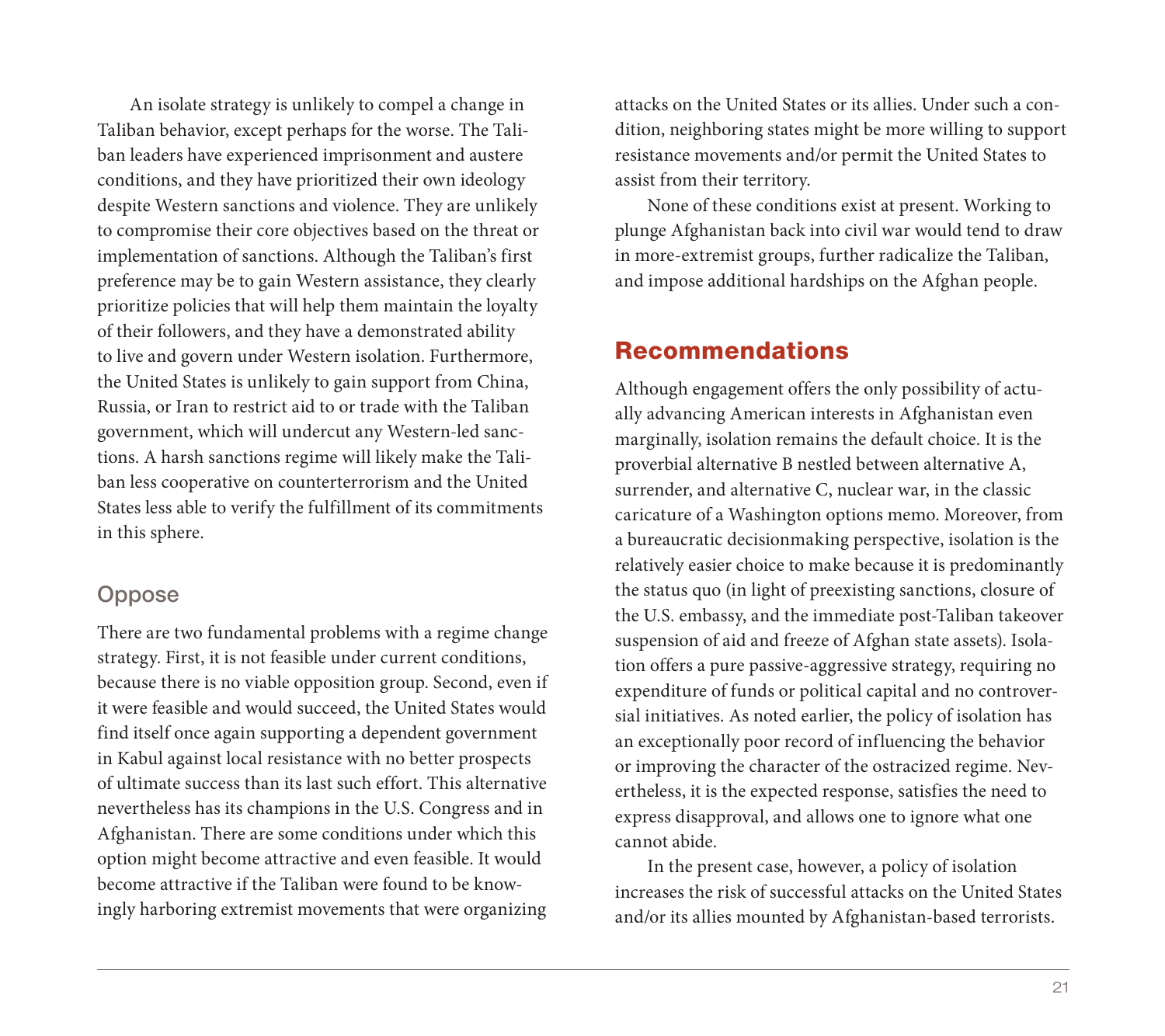An isolate strategy is unlikely to compel a change in Taliban behavior, except perhaps for the worse. The Taliban leaders have experienced imprisonment and austere conditions, and they have prioritized their own ideology despite Western sanctions and violence. They are unlikely to compromise their core objectives based on the threat or implementation of sanctions. Although the Taliban's first preference may be to gain Western assistance, they clearly prioritize policies that will help them maintain the loyalty of their followers, and they have a demonstrated ability to live and govern under Western isolation. Furthermore, the United States is unlikely to gain support from China, Russia, or Iran to restrict aid to or trade with the Taliban government, which will undercut any Western-led sanctions. A harsh sanctions regime will likely make the Taliban less cooperative on counterterrorism and the United States less able to verify the fulfillment of its commitments in this sphere.

### Oppose

There are two fundamental problems with a regime change strategy. First, it is not feasible under current conditions, because there is no viable opposition group. Second, even if it were feasible and would succeed, the United States would find itself once again supporting a dependent government in Kabul against local resistance with no better prospects of ultimate success than its last such effort. This alternative nevertheless has its champions in the U.S. Congress and in Afghanistan. There are some conditions under which this option might become attractive and even feasible. It would become attractive if the Taliban were found to be knowingly harboring extremist movements that were organizing attacks on the United States or its allies. Under such a condition, neighboring states might be more willing to support resistance movements and/or permit the United States to assist from their territory.

None of these conditions exist at present. Working to plunge Afghanistan back into civil war would tend to draw in more-extremist groups, further radicalize the Taliban, and impose additional hardships on the Afghan people.

## Recommendations

Although engagement offers the only possibility of actually advancing American interests in Afghanistan even marginally, isolation remains the default choice. It is the proverbial alternative B nestled between alternative A, surrender, and alternative C, nuclear war, in the classic caricature of a Washington options memo. Moreover, from a bureaucratic decisionmaking perspective, isolation is the relatively easier choice to make because it is predominantly the status quo (in light of preexisting sanctions, closure of the U.S. embassy, and the immediate post-Taliban takeover suspension of aid and freeze of Afghan state assets). Isolation offers a pure passive-aggressive strategy, requiring no expenditure of funds or political capital and no controversial initiatives. As noted earlier, the policy of isolation has an exceptionally poor record of influencing the behavior or improving the character of the ostracized regime. Nevertheless, it is the expected response, satisfies the need to express disapproval, and allows one to ignore what one cannot abide.

In the present case, however, a policy of isolation increases the risk of successful attacks on the United States and/or its allies mounted by Afghanistan-based terrorists.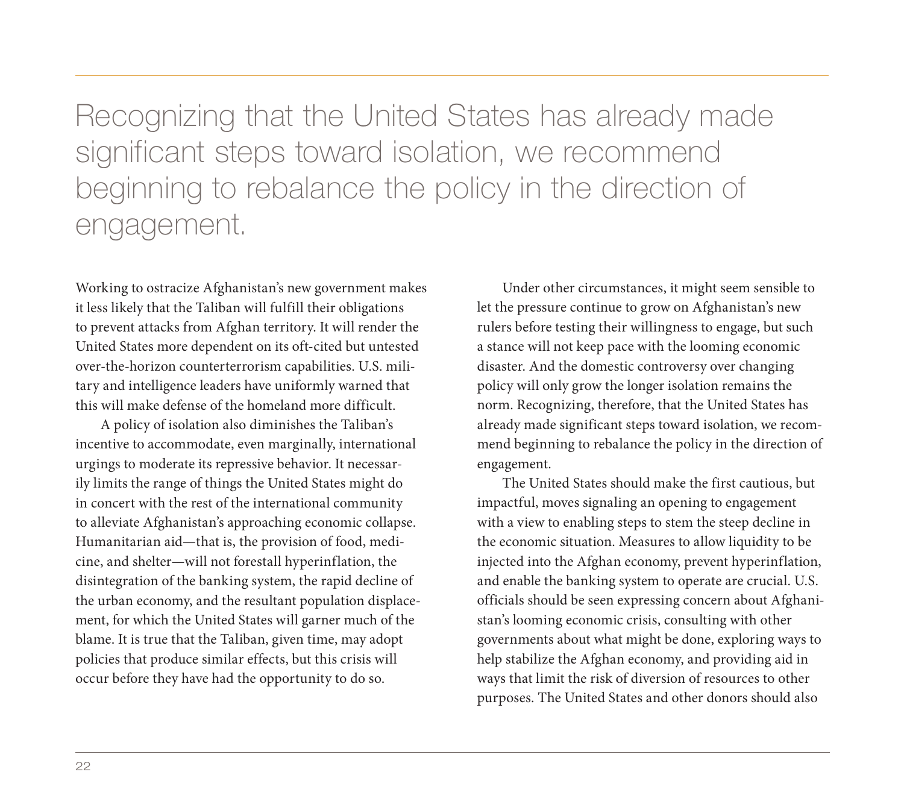> Recognizing that the United States has already made significant steps toward isolation, we recommend beginning to rebalance the policy in the direction of engagement.

Working to ostracize Afghanistan's new government makes it less likely that the Taliban will fulfill their obligations to prevent attacks from Afghan territory. It will render the United States more dependent on its oft-cited but untested over-the-horizon counterterrorism capabilities. U.S. military and intelligence leaders have uniformly warned that this will make defense of the homeland more difficult.

A policy of isolation also diminishes the Taliban's incentive to accommodate, even marginally, international urgings to moderate its repressive behavior. It necessarily limits the range of things the United States might do in concert with the rest of the international community to alleviate Afghanistan's approaching economic collapse. Humanitarian aid—that is, the provision of food, medicine, and shelter—will not forestall hyperinflation, the disintegration of the banking system, the rapid decline of the urban economy, and the resultant population displacement, for which the United States will garner much of the blame. It is true that the Taliban, given time, may adopt policies that produce similar effects, but this crisis will occur before they have had the opportunity to do so.

Under other circumstances, it might seem sensible to let the pressure continue to grow on Afghanistan's new rulers before testing their willingness to engage, but such a stance will not keep pace with the looming economic disaster. And the domestic controversy over changing policy will only grow the longer isolation remains the norm. Recognizing, therefore, that the United States has already made significant steps toward isolation, we recommend beginning to rebalance the policy in the direction of engagement.

The United States should make the first cautious, but impactful, moves signaling an opening to engagement with a view to enabling steps to stem the steep decline in the economic situation. Measures to allow liquidity to be injected into the Afghan economy, prevent hyperinflation, and enable the banking system to operate are crucial. U.S. officials should be seen expressing concern about Afghanistan's looming economic crisis, consulting with other governments about what might be done, exploring ways to help stabilize the Afghan economy, and providing aid in ways that limit the risk of diversion of resources to other purposes. The United States and other donors should also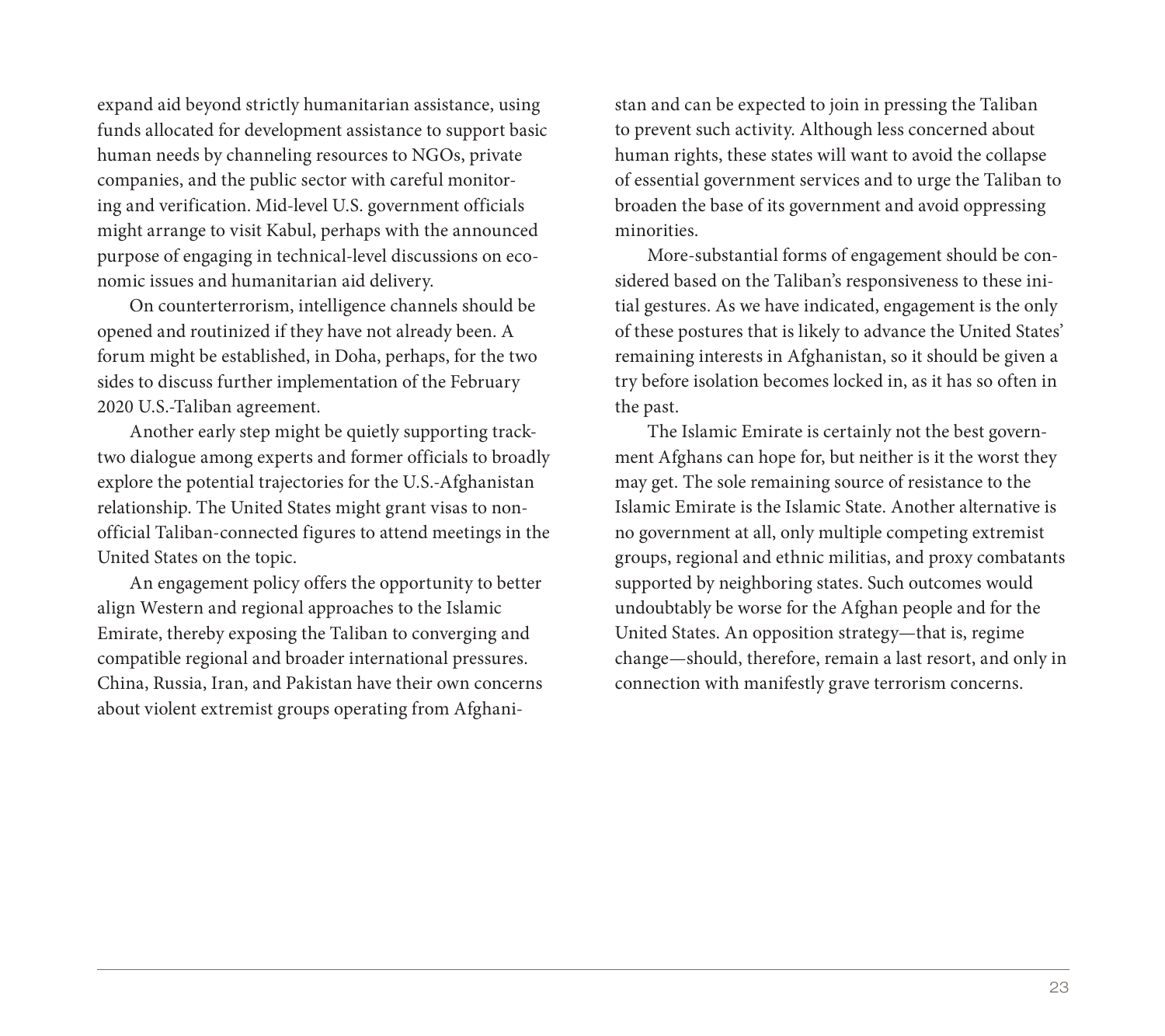expand aid beyond strictly humanitarian assistance, using funds allocated for development assistance to support basic human needs by channeling resources to NGOs, private companies, and the public sector with careful monitoring and verification. Mid-level U.S. government officials might arrange to visit Kabul, perhaps with the announced purpose of engaging in technical-level discussions on economic issues and humanitarian aid delivery.

On counterterrorism, intelligence channels should be opened and routinized if they have not already been. A forum might be established, in Doha, perhaps, for the two sides to discuss further implementation of the February 2020 U.S.-Taliban agreement.

Another early step might be quietly supporting track-two dialogue among experts and former officials to broadly explore the potential trajectories for the U.S.-Afghanistan relationship. The United States might grant visas to non-official Taliban-connected figures to attend meetings in the United States on the topic.

An engagement policy offers the opportunity to better align Western and regional approaches to the Islamic Emirate, thereby exposing the Taliban to converging and compatible regional and broader international pressures. China, Russia, Iran, and Pakistan have their own concerns about violent extremist groups operating from Afghanistan and can be expected to join in pressing the Taliban to prevent such activity. Although less concerned about human rights, these states will want to avoid the collapse of essential government services and to urge the Taliban to broaden the base of its government and avoid oppressing minorities.

More-substantial forms of engagement should be considered based on the Taliban's responsiveness to these initial gestures. As we have indicated, engagement is the only of these postures that is likely to advance the United States' remaining interests in Afghanistan, so it should be given a try before isolation becomes locked in, as it has so often in the past.

The Islamic Emirate is certainly not the best government Afghans can hope for, but neither is it the worst they may get. The sole remaining source of resistance to the Islamic Emirate is the Islamic State. Another alternative is no government at all, only multiple competing extremist groups, regional and ethnic militias, and proxy combatants supported by neighboring states. Such outcomes would undoubtably be worse for the Afghan people and for the United States. An opposition strategy—that is, regime change—should, therefore, remain a last resort, and only in connection with manifestly grave terrorism concerns.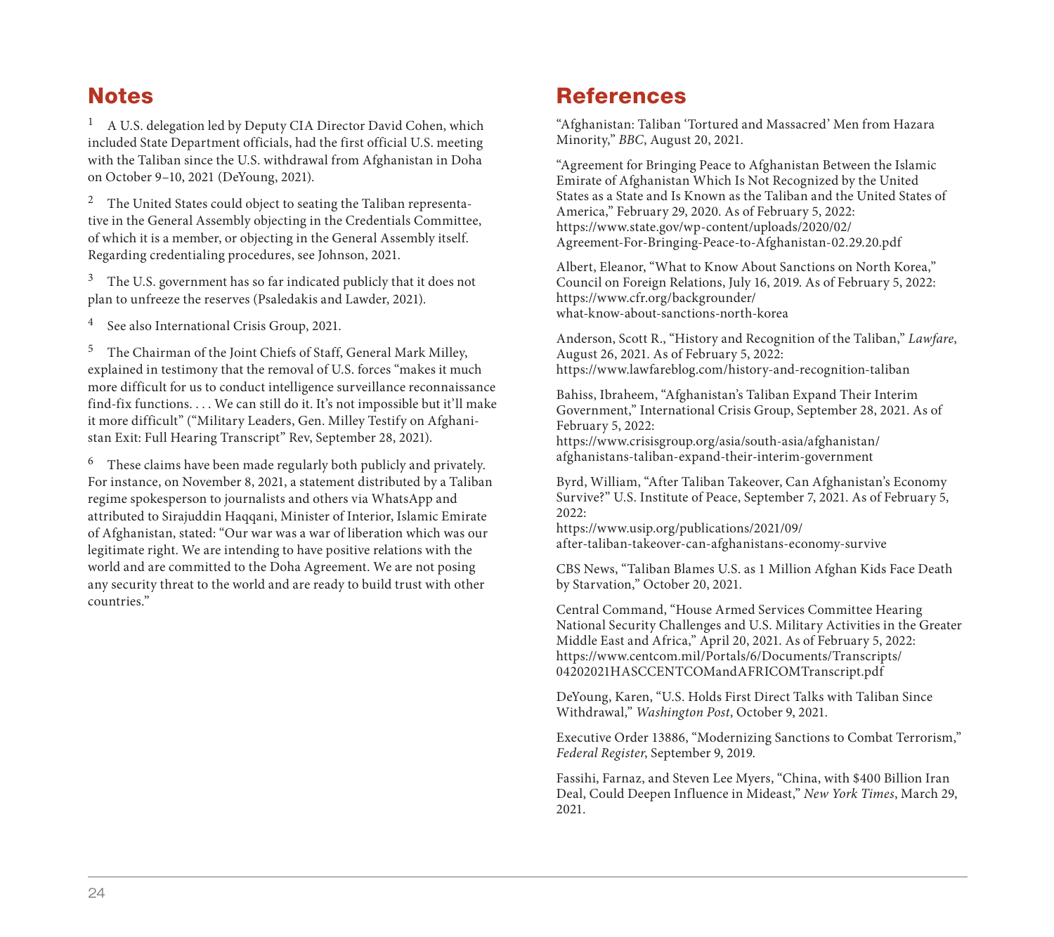## Notes

[1] A U.S. delegation led by Deputy CIA Director David Cohen, which included State Department officials, had the first official U.S. meeting with the Taliban since the U.S. withdrawal from Afghanistan in Doha on October 9–10, 2021 (DeYoung, 2021).

[2] The United States could object to seating the Taliban representative in the General Assembly objecting in the Credentials Committee, of which it is a member, or objecting in the General Assembly itself. Regarding credentialing procedures, see Johnson, 2021.

[3] The U.S. government has so far indicated publicly that it does not plan to unfreeze the reserves (Psaledakis and Lawder, 2021).

[4] See also International Crisis Group, 2021.

[5] The Chairman of the Joint Chiefs of Staff, General Mark Milley, explained in testimony that the removal of U.S. forces "makes it much more difficult for us to conduct intelligence surveillance reconnaissance find-fix functions. . . . We can still do it. It's not impossible but it'll make it more difficult" ("Military Leaders, Gen. Milley Testify on Afghanistan Exit: Full Hearing Transcript" Rev, September 28, 2021).

[6] These claims have been made regularly both publicly and privately. For instance, on November 8, 2021, a statement distributed by a Taliban regime spokesperson to journalists and others via WhatsApp and attributed to Sirajuddin Haqqani, Minister of Interior, Islamic Emirate of Afghanistan, stated: "Our war was a war of liberation which was our legitimate right. We are intending to have positive relations with the world and are committed to the Doha Agreement. We are not posing any security threat to the world and are ready to build trust with other countries."

## References

"Afghanistan: Taliban 'Tortured and Massacred' Men from Hazara Minority," *BBC*, August 20, 2021.

"Agreement for Bringing Peace to Afghanistan Between the Islamic Emirate of Afghanistan Which Is Not Recognized by the United States as a State and Is Known as the Taliban and the United States of America," February 29, 2020. As of February 5, 2022: https://www.state.gov/wp-content/uploads/2020/02/Agreement-For-Bringing-Peace-to-Afghanistan-02.29.20.pdf

Albert, Eleanor, "What to Know About Sanctions on North Korea," Council on Foreign Relations, July 16, 2019. As of February 5, 2022: https://www.cfr.org/backgrounder/what-know-about-sanctions-north-korea

Anderson, Scott R., "History and Recognition of the Taliban," *Lawfare*, August 26, 2021. As of February 5, 2022: https://www.lawfareblog.com/history-and-recognition-taliban

Bahiss, Ibraheem, "Afghanistan's Taliban Expand Their Interim Government," International Crisis Group, September 28, 2021. As of February 5, 2022: https://www.crisisgroup.org/asia/south-asia/afghanistan/afghanistans-taliban-expand-their-interim-government

Byrd, William, "After Taliban Takeover, Can Afghanistan's Economy Survive?" U.S. Institute of Peace, September 7, 2021. As of February 5, 2022: https://www.usip.org/publications/2021/09/after-taliban-takeover-can-afghanistans-economy-survive

CBS News, "Taliban Blames U.S. as 1 Million Afghan Kids Face Death by Starvation," October 20, 2021.

Central Command, "House Armed Services Committee Hearing National Security Challenges and U.S. Military Activities in the Greater Middle East and Africa," April 20, 2021. As of February 5, 2022: https://www.centcom.mil/Portals/6/Documents/Transcripts/04202021HASCCENTCOMandAFRICOMTranscript.pdf

DeYoung, Karen, "U.S. Holds First Direct Talks with Taliban Since Withdrawal," *Washington Post*, October 9, 2021.

Executive Order 13886, "Modernizing Sanctions to Combat Terrorism," *Federal Register*, September 9, 2019.

Fassihi, Farnaz, and Steven Lee Myers, "China, with $400 Billion Iran Deal, Could Deepen Influence in Mideast," *New York Times*, March 29, 2021.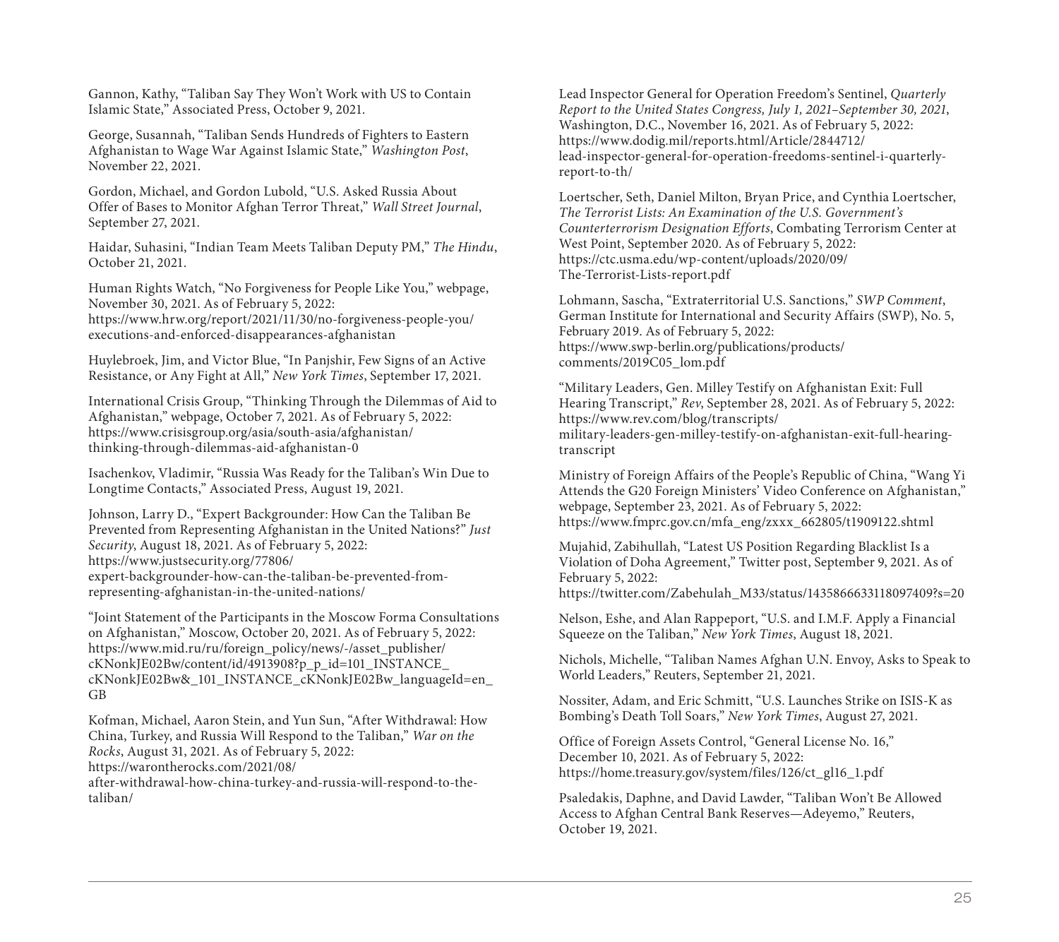Gannon, Kathy, "Taliban Say They Won't Work with US to Contain Islamic State," Associated Press, October 9, 2021.

George, Susannah, "Taliban Sends Hundreds of Fighters to Eastern Afghanistan to Wage War Against Islamic State," *Washington Post*, November 22, 2021.

Gordon, Michael, and Gordon Lubold, "U.S. Asked Russia About Offer of Bases to Monitor Afghan Terror Threat," *Wall Street Journal*, September 27, 2021.

Haidar, Suhasini, "Indian Team Meets Taliban Deputy PM," *The Hindu*, October 21, 2021.

Human Rights Watch, "No Forgiveness for People Like You," webpage, November 30, 2021. As of February 5, 2022: https://www.hrw.org/report/2021/11/30/no-forgiveness-people-you/executions-and-enforced-disappearances-afghanistan

Huylebroek, Jim, and Victor Blue, "In Panjshir, Few Signs of an Active Resistance, or Any Fight at All," *New York Times*, September 17, 2021.

International Crisis Group, "Thinking Through the Dilemmas of Aid to Afghanistan," webpage, October 7, 2021. As of February 5, 2022: https://www.crisisgroup.org/asia/south-asia/afghanistan/thinking-through-dilemmas-aid-afghanistan-0

Isachenkov, Vladimir, "Russia Was Ready for the Taliban's Win Due to Longtime Contacts," Associated Press, August 19, 2021.

Johnson, Larry D., "Expert Backgrounder: How Can the Taliban Be Prevented from Representing Afghanistan in the United Nations?" *Just Security*, August 18, 2021. As of February 5, 2022: https://www.justsecurity.org/77806/expert-backgrounder-how-can-the-taliban-be-prevented-from-representing-afghanistan-in-the-united-nations/

"Joint Statement of the Participants in the Moscow Forma Consultations on Afghanistan," Moscow, October 20, 2021. As of February 5, 2022: https://www.mid.ru/ru/foreign_policy/news/-/asset_publisher/cKNonkJE02Bw/content/id/4913908?p_p_id=101_INSTANCE_cKNonkJE02Bw&_101_INSTANCE_cKNonkJE02Bw_languageId=en_GB

Kofman, Michael, Aaron Stein, and Yun Sun, "After Withdrawal: How China, Turkey, and Russia Will Respond to the Taliban," *War on the Rocks*, August 31, 2021. As of February 5, 2022: https://warontherocks.com/2021/08/after-withdrawal-how-china-turkey-and-russia-will-respond-to-the-taliban/

Lead Inspector General for Operation Freedom's Sentinel, *Quarterly Report to the United States Congress, July 1, 2021–September 30, 2021*, Washington, D.C., November 16, 2021. As of February 5, 2022: https://www.dodig.mil/reports.html/Article/2844712/lead-inspector-general-for-operation-freedoms-sentinel-i-quarterly-report-to-th/

Loertscher, Seth, Daniel Milton, Bryan Price, and Cynthia Loertscher, *The Terrorist Lists: An Examination of the U.S. Government's Counterterrorism Designation Efforts*, Combating Terrorism Center at West Point, September 2020. As of February 5, 2022: https://ctc.usma.edu/wp-content/uploads/2020/09/The-Terrorist-Lists-report.pdf

Lohmann, Sascha, "Extraterritorial U.S. Sanctions," *SWP Comment*, German Institute for International and Security Affairs (SWP), No. 5, February 2019. As of February 5, 2022: https://www.swp-berlin.org/publications/products/comments/2019C05_lom.pdf

"Military Leaders, Gen. Milley Testify on Afghanistan Exit: Full Hearing Transcript," *Rev*, September 28, 2021. As of February 5, 2022: https://www.rev.com/blog/transcripts/military-leaders-gen-milley-testify-on-afghanistan-exit-full-hearing-transcript

Ministry of Foreign Affairs of the People's Republic of China, "Wang Yi Attends the G20 Foreign Ministers' Video Conference on Afghanistan," webpage, September 23, 2021. As of February 5, 2022: https://www.fmprc.gov.cn/mfa_eng/zxxx_662805/t1909122.shtml

Mujahid, Zabihullah, "Latest US Position Regarding Blacklist Is a Violation of Doha Agreement," Twitter post, September 9, 2021. As of February 5, 2022: https://twitter.com/Zabehulah_M33/status/1435866633118097409?s=20

Nelson, Eshe, and Alan Rappeport, "U.S. and I.M.F. Apply a Financial Squeeze on the Taliban," *New York Times*, August 18, 2021.

Nichols, Michelle, "Taliban Names Afghan U.N. Envoy, Asks to Speak to World Leaders," Reuters, September 21, 2021.

Nossiter, Adam, and Eric Schmitt, "U.S. Launches Strike on ISIS-K as Bombing's Death Toll Soars," *New York Times*, August 27, 2021.

Office of Foreign Assets Control, "General License No. 16," December 10, 2021. As of February 5, 2022: https://home.treasury.gov/system/files/126/ct_gl16_1.pdf

Psaledakis, Daphne, and David Lawder, "Taliban Won't Be Allowed Access to Afghan Central Bank Reserves—Adeyemo," Reuters, October 19, 2021.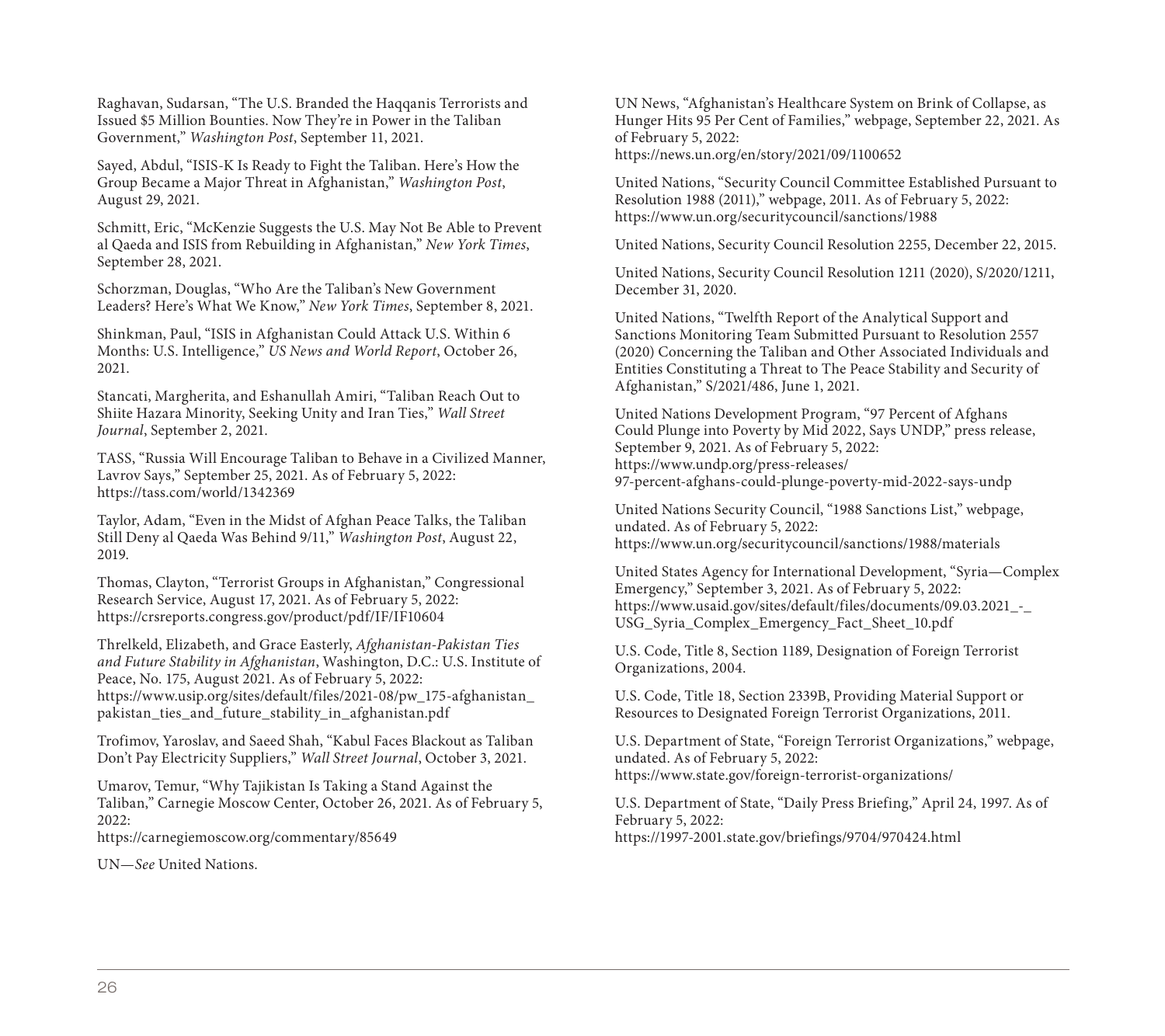Raghavan, Sudarsan, “The U.S. Branded the Haqqanis Terrorists and Issued $5 Million Bounties. Now They’re in Power in the Taliban Government,” *Washington Post*, September 11, 2021.

Sayed, Abdul, “ISIS-K Is Ready to Fight the Taliban. Here’s How the Group Became a Major Threat in Afghanistan,” *Washington Post*, August 29, 2021.

Schmitt, Eric, “McKenzie Suggests the U.S. May Not Be Able to Prevent al Qaeda and ISIS from Rebuilding in Afghanistan,” *New York Times*, September 28, 2021.

Schorzman, Douglas, “Who Are the Taliban’s New Government Leaders? Here’s What We Know,” *New York Times*, September 8, 2021.

Shinkman, Paul, “ISIS in Afghanistan Could Attack U.S. Within 6 Months: U.S. Intelligence,” *US News and World Report*, October 26, 2021.

Stancati, Margherita, and Eshanullah Amiri, “Taliban Reach Out to Shiite Hazara Minority, Seeking Unity and Iran Ties,” *Wall Street Journal*, September 2, 2021.

TASS, “Russia Will Encourage Taliban to Behave in a Civilized Manner, Lavrov Says,” September 25, 2021. As of February 5, 2022: https://tass.com/world/1342369

Taylor, Adam, “Even in the Midst of Afghan Peace Talks, the Taliban Still Deny al Qaeda Was Behind 9/11,” *Washington Post*, August 22, 2019.

Thomas, Clayton, “Terrorist Groups in Afghanistan,” Congressional Research Service, August 17, 2021. As of February 5, 2022: https://crsreports.congress.gov/product/pdf/IF/IF10604

Threlkeld, Elizabeth, and Grace Easterly, *Afghanistan-Pakistan Ties and Future Stability in Afghanistan*, Washington, D.C.: U.S. Institute of Peace, No. 175, August 2021. As of February 5, 2022: https://www.usip.org/sites/default/files/2021-08/pw_175-afghanistan_pakistan_ties_and_future_stability_in_afghanistan.pdf

Trofimov, Yaroslav, and Saeed Shah, “Kabul Faces Blackout as Taliban Don’t Pay Electricity Suppliers,” *Wall Street Journal*, October 3, 2021.

Umarov, Temur, “Why Tajikistan Is Taking a Stand Against the Taliban,” Carnegie Moscow Center, October 26, 2021. As of February 5, 2022: https://carnegiemoscow.org/commentary/85649

UN—*See* United Nations.

UN News, “Afghanistan’s Healthcare System on Brink of Collapse, as Hunger Hits 95 Per Cent of Families,” webpage, September 22, 2021. As of February 5, 2022: https://news.un.org/en/story/2021/09/1100652

United Nations, “Security Council Committee Established Pursuant to Resolution 1988 (2011),” webpage, 2011. As of February 5, 2022: https://www.un.org/securitycouncil/sanctions/1988

United Nations, Security Council Resolution 2255, December 22, 2015.

United Nations, Security Council Resolution 1211 (2020), S/2020/1211, December 31, 2020.

United Nations, “Twelfth Report of the Analytical Support and Sanctions Monitoring Team Submitted Pursuant to Resolution 2557 (2020) Concerning the Taliban and Other Associated Individuals and Entities Constituting a Threat to The Peace Stability and Security of Afghanistan,” S/2021/486, June 1, 2021.

United Nations Development Program, “97 Percent of Afghans Could Plunge into Poverty by Mid 2022, Says UNDP,” press release, September 9, 2021. As of February 5, 2022: https://www.undp.org/press-releases/97-percent-afghans-could-plunge-poverty-mid-2022-says-undp

United Nations Security Council, “1988 Sanctions List,” webpage, undated. As of February 5, 2022: https://www.un.org/securitycouncil/sanctions/1988/materials

United States Agency for International Development, “Syria—Complex Emergency,” September 3, 2021. As of February 5, 2022: https://www.usaid.gov/sites/default/files/documents/09.03.2021_-_USG_Syria_Complex_Emergency_Fact_Sheet_10.pdf

U.S. Code, Title 8, Section 1189, Designation of Foreign Terrorist Organizations, 2004.

U.S. Code, Title 18, Section 2339B, Providing Material Support or Resources to Designated Foreign Terrorist Organizations, 2011.

U.S. Department of State, “Foreign Terrorist Organizations,” webpage, undated. As of February 5, 2022: https://www.state.gov/foreign-terrorist-organizations/

U.S. Department of State, “Daily Press Briefing,” April 24, 1997. As of February 5, 2022: https://1997-2001.state.gov/briefings/9704/970424.html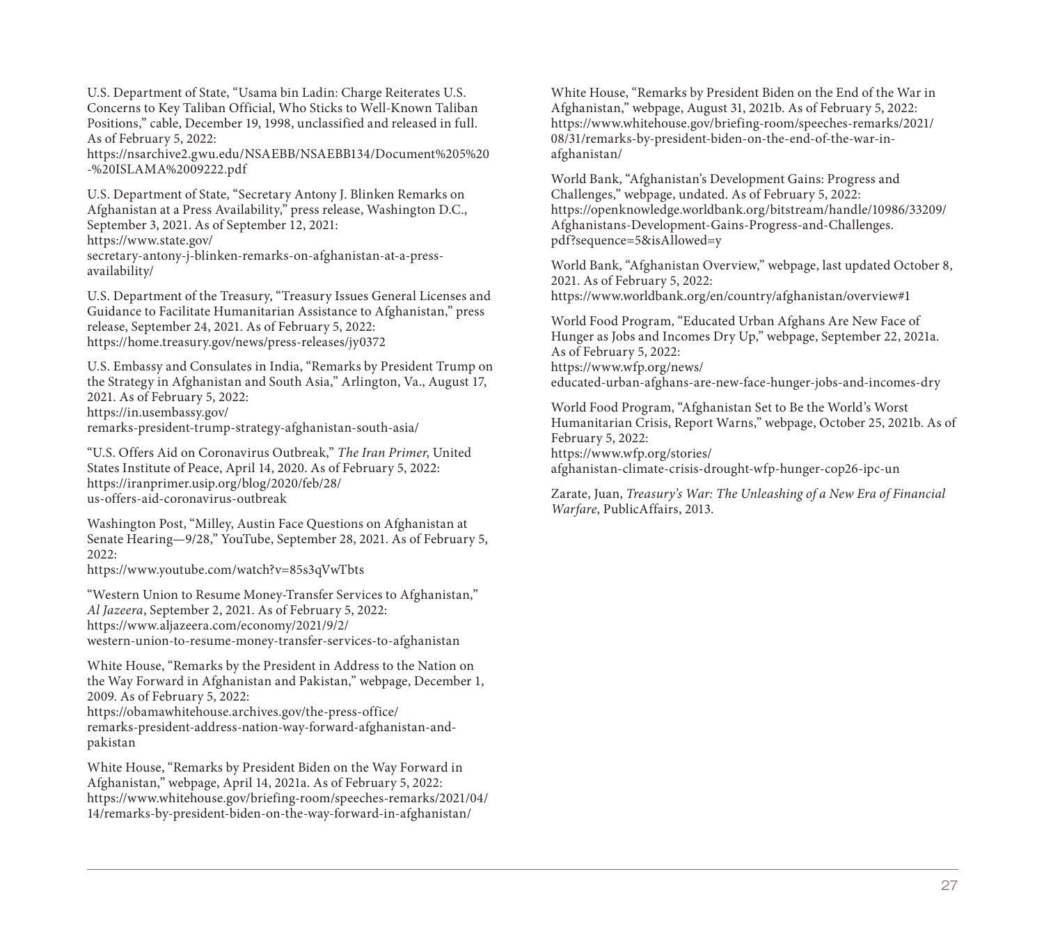U.S. Department of State, "Usama bin Ladin: Charge Reiterates U.S. Concerns to Key Taliban Official, Who Sticks to Well-Known Taliban Positions," cable, December 19, 1998, unclassified and released in full. As of February 5, 2022: https://nsarchive2.gwu.edu/NSAEBB/NSAEBB134/Document%205%20-%20ISLAMA%2009222.pdf

U.S. Department of State, "Secretary Antony J. Blinken Remarks on Afghanistan at a Press Availability," press release, Washington D.C., September 3, 2021. As of September 12, 2021: https://www.state.gov/secretary-antony-j-blinken-remarks-on-afghanistan-at-a-press-availability/

U.S. Department of the Treasury, "Treasury Issues General Licenses and Guidance to Facilitate Humanitarian Assistance to Afghanistan," press release, September 24, 2021. As of February 5, 2022: https://home.treasury.gov/news/press-releases/jy0372

U.S. Embassy and Consulates in India, "Remarks by President Trump on the Strategy in Afghanistan and South Asia," Arlington, Va., August 17, 2021. As of February 5, 2022: https://in.usembassy.gov/remarks-president-trump-strategy-afghanistan-south-asia/

"U.S. Offers Aid on Coronavirus Outbreak," *The Iran Primer*, United States Institute of Peace, April 14, 2020. As of February 5, 2022: https://iranprimer.usip.org/blog/2020/feb/28/us-offers-aid-coronavirus-outbreak

Washington Post, "Milley, Austin Face Questions on Afghanistan at Senate Hearing—9/28," YouTube, September 28, 2021. As of February 5, 2022: https://www.youtube.com/watch?v=85s3qVwTbts

"Western Union to Resume Money-Transfer Services to Afghanistan," *Al Jazeera*, September 2, 2021. As of February 5, 2022: https://www.aljazeera.com/economy/2021/9/2/western-union-to-resume-money-transfer-services-to-afghanistan

White House, "Remarks by the President in Address to the Nation on the Way Forward in Afghanistan and Pakistan," webpage, December 1, 2009. As of February 5, 2022: https://obamawhitehouse.archives.gov/the-press-office/remarks-president-address-nation-way-forward-afghanistan-and-pakistan

White House, "Remarks by President Biden on the Way Forward in Afghanistan," webpage, April 14, 2021a. As of February 5, 2022: https://www.whitehouse.gov/briefing-room/speeches-remarks/2021/04/14/remarks-by-president-biden-on-the-way-forward-in-afghanistan/

White House, "Remarks by President Biden on the End of the War in Afghanistan," webpage, August 31, 2021b. As of February 5, 2022: https://www.whitehouse.gov/briefing-room/speeches-remarks/2021/08/31/remarks-by-president-biden-on-the-end-of-the-war-in-afghanistan/

World Bank, "Afghanistan's Development Gains: Progress and Challenges," webpage, undated. As of February 5, 2022: https://openknowledge.worldbank.org/bitstream/handle/10986/33209/Afghanistans-Development-Gains-Progress-and-Challenges.pdf?sequence=5&isAllowed=y

World Bank, "Afghanistan Overview," webpage, last updated October 8, 2021. As of February 5, 2022: https://www.worldbank.org/en/country/afghanistan/overview#1

World Food Program, "Educated Urban Afghans Are New Face of Hunger as Jobs and Incomes Dry Up," webpage, September 22, 2021a. As of February 5, 2022: https://www.wfp.org/news/educated-urban-afghans-are-new-face-hunger-jobs-and-incomes-dry

World Food Program, "Afghanistan Set to Be the World's Worst Humanitarian Crisis, Report Warns," webpage, October 25, 2021b. As of February 5, 2022: https://www.wfp.org/stories/afghanistan-climate-crisis-drought-wfp-hunger-cop26-ipc-un

Zarate, Juan, *Treasury's War: The Unleashing of a New Era of Financial Warfare*, PublicAffairs, 2013.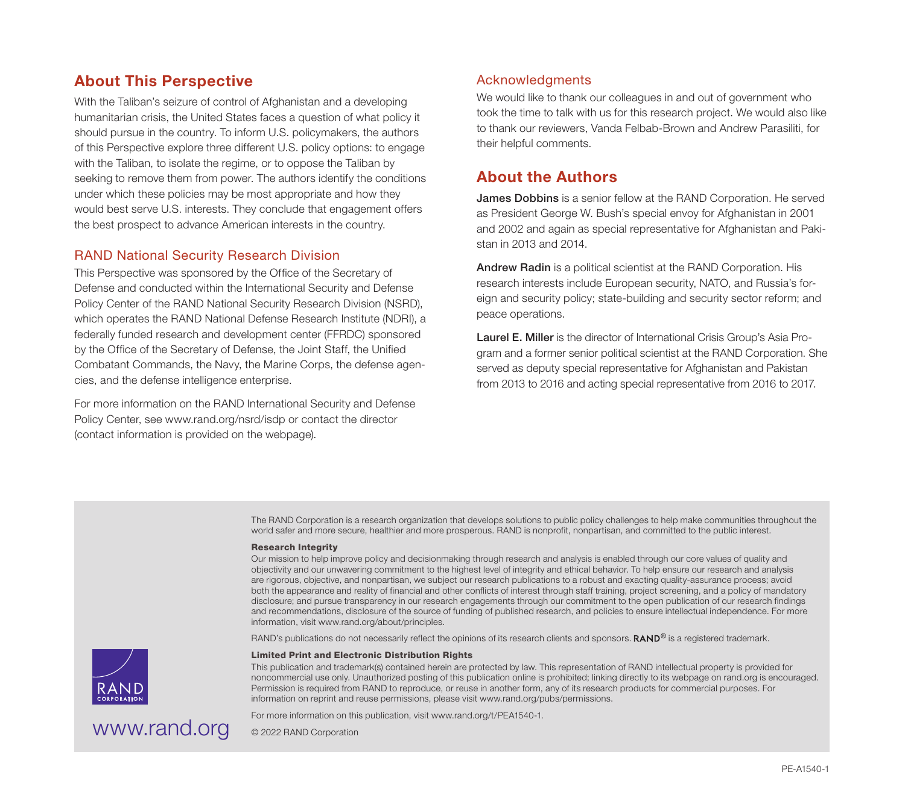## About This Perspective

With the Taliban's seizure of control of Afghanistan and a developing humanitarian crisis, the United States faces a question of what policy it should pursue in the country. To inform U.S. policymakers, the authors of this Perspective explore three different U.S. policy options: to engage with the Taliban, to isolate the regime, or to oppose the Taliban by seeking to remove them from power. The authors identify the conditions under which these policies may be most appropriate and how they would best serve U.S. interests. They conclude that engagement offers the best prospect to advance American interests in the country.

### RAND National Security Research Division

This Perspective was sponsored by the Office of the Secretary of Defense and conducted within the International Security and Defense Policy Center of the RAND National Security Research Division (NSRD), which operates the RAND National Defense Research Institute (NDRI), a federally funded research and development center (FFRDC) sponsored by the Office of the Secretary of Defense, the Joint Staff, the Unified Combatant Commands, the Navy, the Marine Corps, the defense agencies, and the defense intelligence enterprise.

For more information on the RAND International Security and Defense Policy Center, see www.rand.org/nsrd/isdp or contact the director (contact information is provided on the webpage).

### Acknowledgments

We would like to thank our colleagues in and out of government who took the time to talk with us for this research project. We would also like to thank our reviewers, Vanda Felbab-Brown and Andrew Parasiliti, for their helpful comments.

## About the Authors

**James Dobbins** is a senior fellow at the RAND Corporation. He served as President George W. Bush's special envoy for Afghanistan in 2001 and 2002 and again as special representative for Afghanistan and Pakistan in 2013 and 2014.

**Andrew Radin** is a political scientist at the RAND Corporation. His research interests include European security, NATO, and Russia's foreign and security policy; state-building and security sector reform; and peace operations.

**Laurel E. Miller** is the director of International Crisis Group's Asia Program and a former senior political scientist at the RAND Corporation. She served as deputy special representative for Afghanistan and Pakistan from 2013 to 2016 and acting special representative from 2016 to 2017.

The RAND Corporation is a research organization that develops solutions to public policy challenges to help make communities throughout the world safer and more secure, healthier and more prosperous. RAND is nonprofit, nonpartisan, and committed to the public interest.

**Research Integrity**

Our mission to help improve policy and decisionmaking through research and analysis is enabled through our core values of quality and objectivity and our unwavering commitment to the highest level of integrity and ethical behavior. To help ensure our research and analysis are rigorous, objective, and nonpartisan, we subject our research publications to a robust and exacting quality-assurance process; avoid both the appearance and reality of financial and other conflicts of interest through staff training, project screening, and a policy of mandatory disclosure; and pursue transparency in our research engagements through our commitment to the open publication of our research findings and recommendations, disclosure of the source of funding of published research, and policies to ensure intellectual independence. For more information, visit www.rand.org/about/principles.

RAND's publications do not necessarily reflect the opinions of its research clients and sponsors. RAND® is a registered trademark.

**Limited Print and Electronic Distribution Rights**

This publication and trademark(s) contained herein are protected by law. This representation of RAND intellectual property is provided for noncommercial use only. Unauthorized posting of this publication online is prohibited; linking directly to its webpage on rand.org is encouraged. Permission is required from RAND to reproduce, or reuse in another form, any of its research products for commercial purposes. For information on reprint and reuse permissions, please visit www.rand.org/pubs/permissions.

For more information on this publication, visit www.rand.org/t/PEA1540-1.

© 2022 RAND Corporation

RAND CORPORATION

www.rand.org

PE-A1540-1